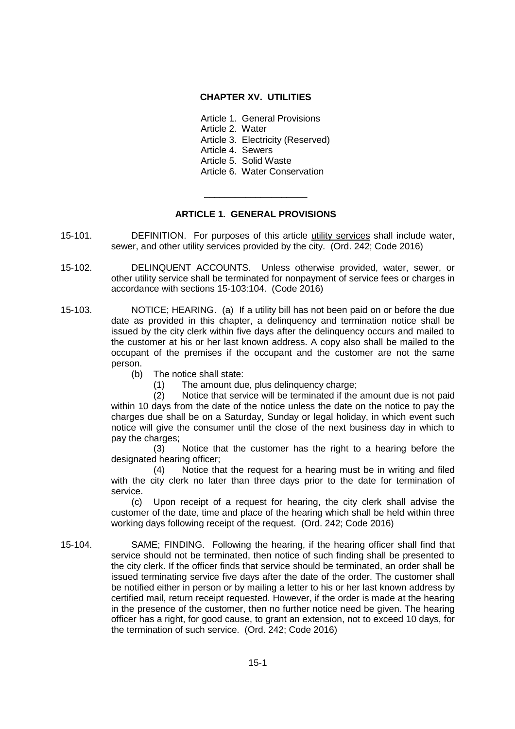# CHAPTER XV. UTILITIES

Article 1. General Provisions
Article 2. Water
Article 3. Electricity (Reserved)
Article 4. Sewers
Article 5. Solid Waste
Article 6. Water Conservation

---

## ARTICLE 1. GENERAL PROVISIONS

15-101. DEFINITION. For purposes of this article utility services shall include water, sewer, and other utility services provided by the city. (Ord. 242; Code 2016)

15-102. DELINQUENT ACCOUNTS. Unless otherwise provided, water, sewer, or other utility service shall be terminated for nonpayment of service fees or charges in accordance with sections 15-103:104. (Code 2016)

15-103. NOTICE; HEARING. (a) If a utility bill has not been paid on or before the due date as provided in this chapter, a delinquency and termination notice shall be issued by the city clerk within five days after the delinquency occurs and mailed to the customer at his or her last known address. A copy also shall be mailed to the occupant of the premises if the occupant and the customer are not the same person.

(b) The notice shall state:

(1) The amount due, plus delinquency charge;

(2) Notice that service will be terminated if the amount due is not paid within 10 days from the date of the notice unless the date on the notice to pay the charges due shall be on a Saturday, Sunday or legal holiday, in which event such notice will give the consumer until the close of the next business day in which to pay the charges;

(3) Notice that the customer has the right to a hearing before the designated hearing officer;

(4) Notice that the request for a hearing must be in writing and filed with the city clerk no later than three days prior to the date for termination of service.

(c) Upon receipt of a request for hearing, the city clerk shall advise the customer of the date, time and place of the hearing which shall be held within three working days following receipt of the request. (Ord. 242; Code 2016)

15-104. SAME; FINDING. Following the hearing, if the hearing officer shall find that service should not be terminated, then notice of such finding shall be presented to the city clerk. If the officer finds that service should be terminated, an order shall be issued terminating service five days after the date of the order. The customer shall be notified either in person or by mailing a letter to his or her last known address by certified mail, return receipt requested. However, if the order is made at the hearing in the presence of the customer, then no further notice need be given. The hearing officer has a right, for good cause, to grant an extension, not to exceed 10 days, for the termination of such service. (Ord. 242; Code 2016)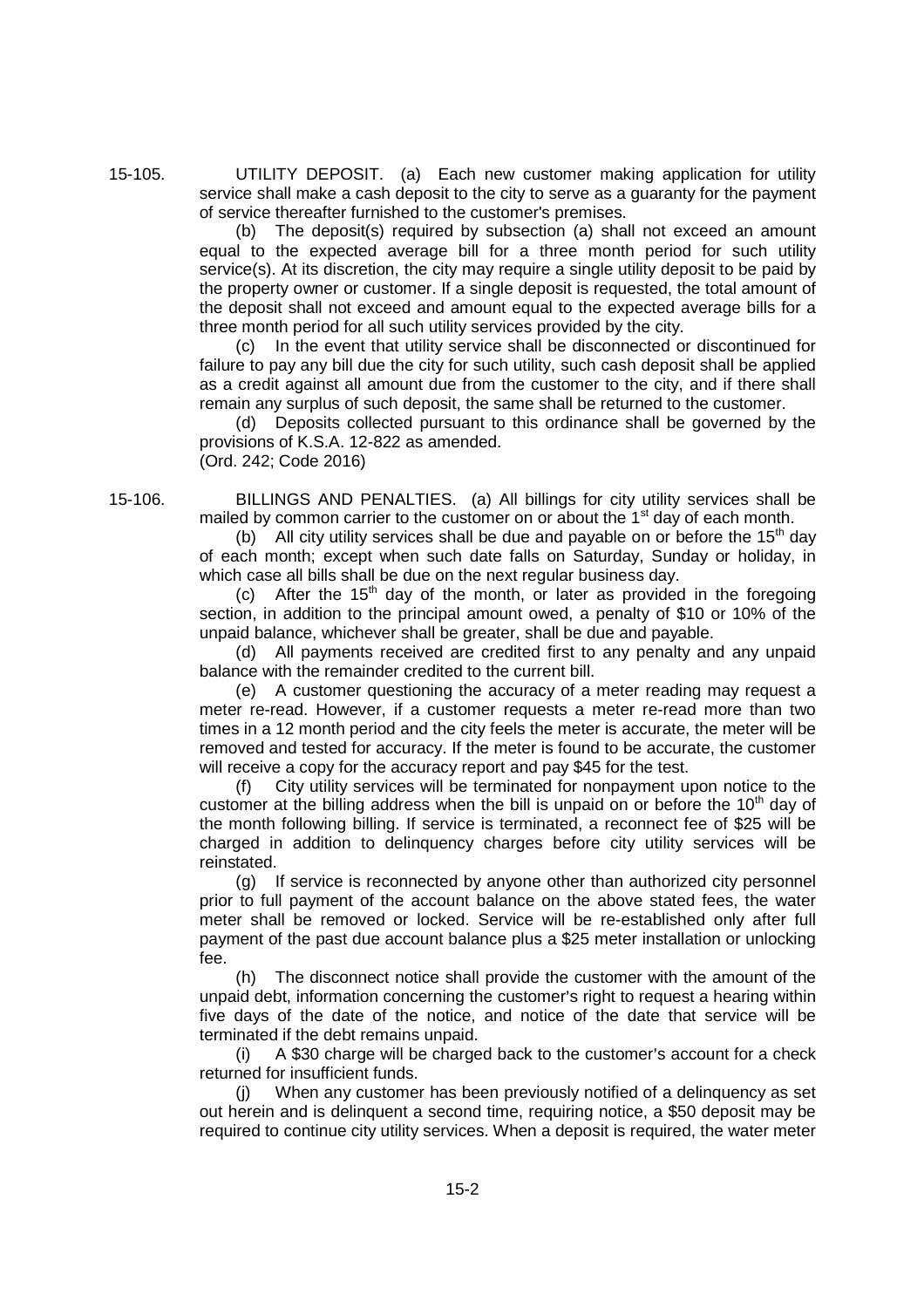15-105. UTILITY DEPOSIT. (a) Each new customer making application for utility service shall make a cash deposit to the city to serve as a guaranty for the payment of service thereafter furnished to the customer's premises.

(b) The deposit(s) required by subsection (a) shall not exceed an amount equal to the expected average bill for a three month period for such utility service(s). At its discretion, the city may require a single utility deposit to be paid by the property owner or customer. If a single deposit is requested, the total amount of the deposit shall not exceed and amount equal to the expected average bills for a three month period for all such utility services provided by the city.

(c) In the event that utility service shall be disconnected or discontinued for failure to pay any bill due the city for such utility, such cash deposit shall be applied as a credit against all amount due from the customer to the city, and if there shall remain any surplus of such deposit, the same shall be returned to the customer.

(d) Deposits collected pursuant to this ordinance shall be governed by the provisions of K.S.A. 12-822 as amended.

(Ord. 242; Code 2016)

15-106. BILLINGS AND PENALTIES. (a) All billings for city utility services shall be mailed by common carrier to the customer on or about the 1st day of each month.

(b) All city utility services shall be due and payable on or before the 15th day of each month; except when such date falls on Saturday, Sunday or holiday, in which case all bills shall be due on the next regular business day.

(c) After the 15th day of the month, or later as provided in the foregoing section, in addition to the principal amount owed, a penalty of $10 or 10% of the unpaid balance, whichever shall be greater, shall be due and payable.

(d) All payments received are credited first to any penalty and any unpaid balance with the remainder credited to the current bill.

(e) A customer questioning the accuracy of a meter reading may request a meter re-read. However, if a customer requests a meter re-read more than two times in a 12 month period and the city feels the meter is accurate, the meter will be removed and tested for accuracy. If the meter is found to be accurate, the customer will receive a copy for the accuracy report and pay $45 for the test.

(f) City utility services will be terminated for nonpayment upon notice to the customer at the billing address when the bill is unpaid on or before the 10th day of the month following billing. If service is terminated, a reconnect fee of $25 will be charged in addition to delinquency charges before city utility services will be reinstated.

(g) If service is reconnected by anyone other than authorized city personnel prior to full payment of the account balance on the above stated fees, the water meter shall be removed or locked. Service will be re-established only after full payment of the past due account balance plus a $25 meter installation or unlocking fee.

(h) The disconnect notice shall provide the customer with the amount of the unpaid debt, information concerning the customer's right to request a hearing within five days of the date of the notice, and notice of the date that service will be terminated if the debt remains unpaid.

(i) A $30 charge will be charged back to the customer's account for a check returned for insufficient funds.

(j) When any customer has been previously notified of a delinquency as set out herein and is delinquent a second time, requiring notice, a $50 deposit may be required to continue city utility services. When a deposit is required, the water meter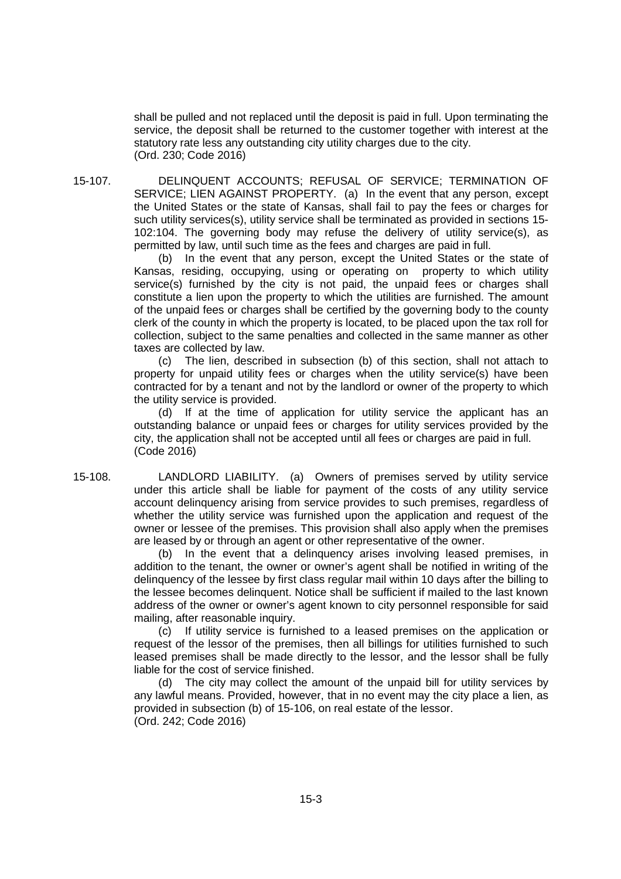shall be pulled and not replaced until the deposit is paid in full. Upon terminating the service, the deposit shall be returned to the customer together with interest at the statutory rate less any outstanding city utility charges due to the city.
(Ord. 230; Code 2016)

15-107. DELINQUENT ACCOUNTS; REFUSAL OF SERVICE; TERMINATION OF SERVICE; LIEN AGAINST PROPERTY. (a) In the event that any person, except the United States or the state of Kansas, shall fail to pay the fees or charges for such utility services(s), utility service shall be terminated as provided in sections 15-102:104. The governing body may refuse the delivery of utility service(s), as permitted by law, until such time as the fees and charges are paid in full.

(b) In the event that any person, except the United States or the state of Kansas, residing, occupying, using or operating on property to which utility service(s) furnished by the city is not paid, the unpaid fees or charges shall constitute a lien upon the property to which the utilities are furnished. The amount of the unpaid fees or charges shall be certified by the governing body to the county clerk of the county in which the property is located, to be placed upon the tax roll for collection, subject to the same penalties and collected in the same manner as other taxes are collected by law.

(c) The lien, described in subsection (b) of this section, shall not attach to property for unpaid utility fees or charges when the utility service(s) have been contracted for by a tenant and not by the landlord or owner of the property to which the utility service is provided.

(d) If at the time of application for utility service the applicant has an outstanding balance or unpaid fees or charges for utility services provided by the city, the application shall not be accepted until all fees or charges are paid in full.
(Code 2016)

15-108. LANDLORD LIABILITY. (a) Owners of premises served by utility service under this article shall be liable for payment of the costs of any utility service account delinquency arising from service provides to such premises, regardless of whether the utility service was furnished upon the application and request of the owner or lessee of the premises. This provision shall also apply when the premises are leased by or through an agent or other representative of the owner.

(b) In the event that a delinquency arises involving leased premises, in addition to the tenant, the owner or owner's agent shall be notified in writing of the delinquency of the lessee by first class regular mail within 10 days after the billing to the lessee becomes delinquent. Notice shall be sufficient if mailed to the last known address of the owner or owner's agent known to city personnel responsible for said mailing, after reasonable inquiry.

(c) If utility service is furnished to a leased premises on the application or request of the lessor of the premises, then all billings for utilities furnished to such leased premises shall be made directly to the lessor, and the lessor shall be fully liable for the cost of service finished.

(d) The city may collect the amount of the unpaid bill for utility services by any lawful means. Provided, however, that in no event may the city place a lien, as provided in subsection (b) of 15-106, on real estate of the lessor.
(Ord. 242; Code 2016)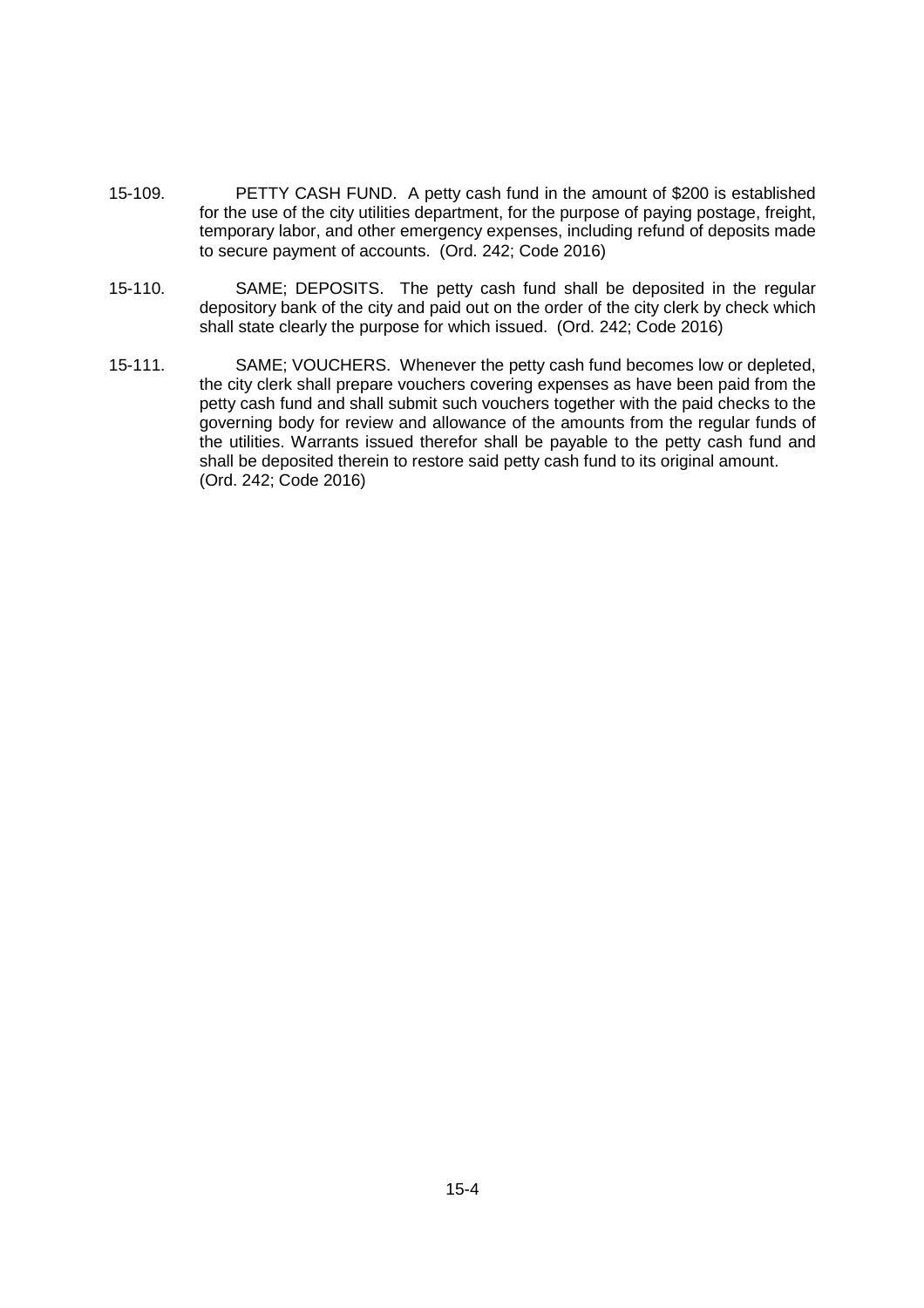15-109. PETTY CASH FUND. A petty cash fund in the amount of $200 is established for the use of the city utilities department, for the purpose of paying postage, freight, temporary labor, and other emergency expenses, including refund of deposits made to secure payment of accounts. (Ord. 242; Code 2016)

15-110. SAME; DEPOSITS. The petty cash fund shall be deposited in the regular depository bank of the city and paid out on the order of the city clerk by check which shall state clearly the purpose for which issued. (Ord. 242; Code 2016)

15-111. SAME; VOUCHERS. Whenever the petty cash fund becomes low or depleted, the city clerk shall prepare vouchers covering expenses as have been paid from the petty cash fund and shall submit such vouchers together with the paid checks to the governing body for review and allowance of the amounts from the regular funds of the utilities. Warrants issued therefor shall be payable to the petty cash fund and shall be deposited therein to restore said petty cash fund to its original amount. (Ord. 242; Code 2016)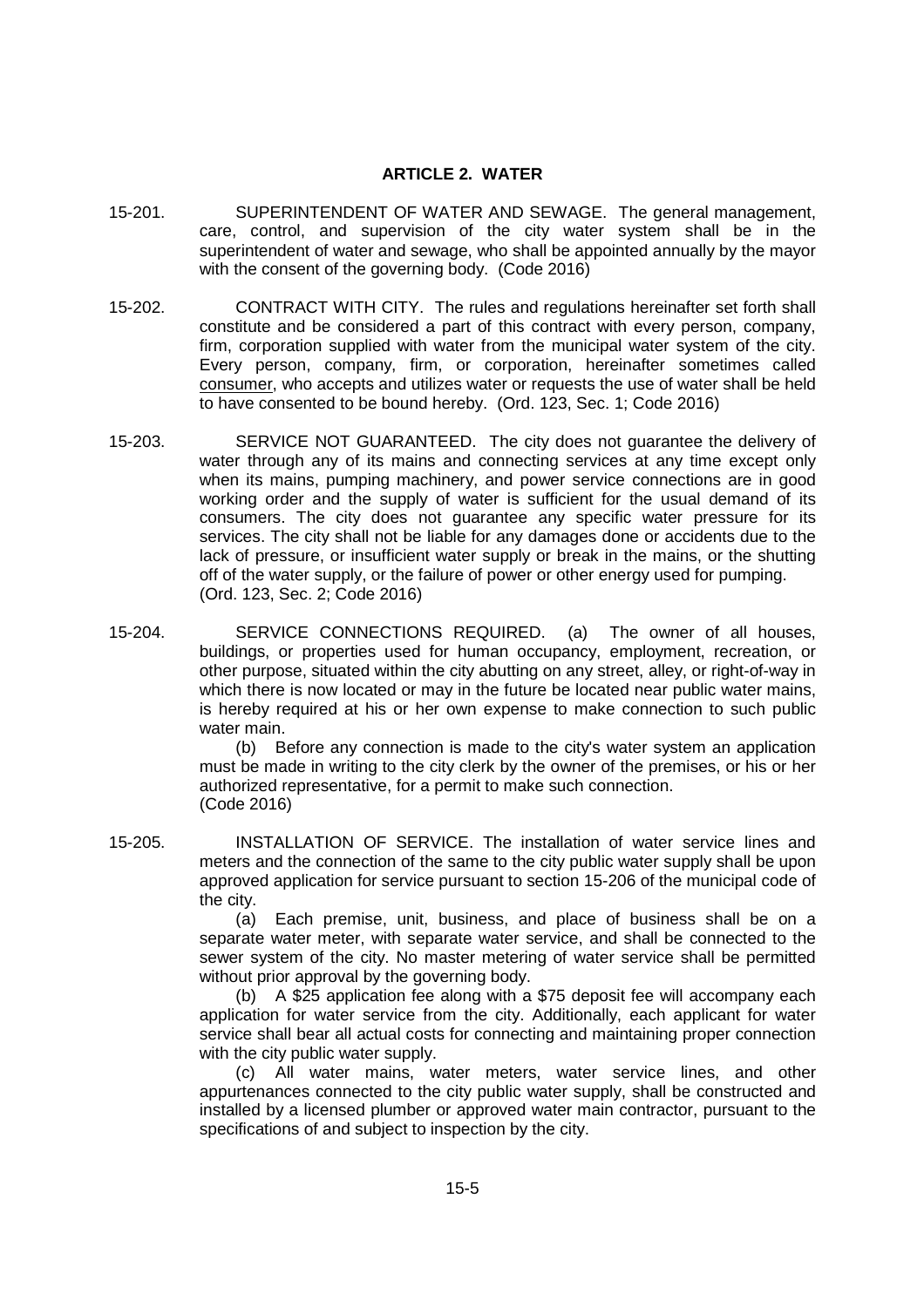## ARTICLE 2. WATER

15-201. SUPERINTENDENT OF WATER AND SEWAGE. The general management, care, control, and supervision of the city water system shall be in the superintendent of water and sewage, who shall be appointed annually by the mayor with the consent of the governing body. (Code 2016)

15-202. CONTRACT WITH CITY. The rules and regulations hereinafter set forth shall constitute and be considered a part of this contract with every person, company, firm, corporation supplied with water from the municipal water system of the city. Every person, company, firm, or corporation, hereinafter sometimes called consumer, who accepts and utilizes water or requests the use of water shall be held to have consented to be bound hereby. (Ord. 123, Sec. 1; Code 2016)

15-203. SERVICE NOT GUARANTEED. The city does not guarantee the delivery of water through any of its mains and connecting services at any time except only when its mains, pumping machinery, and power service connections are in good working order and the supply of water is sufficient for the usual demand of its consumers. The city does not guarantee any specific water pressure for its services. The city shall not be liable for any damages done or accidents due to the lack of pressure, or insufficient water supply or break in the mains, or the shutting off of the water supply, or the failure of power or other energy used for pumping. (Ord. 123, Sec. 2; Code 2016)

15-204. SERVICE CONNECTIONS REQUIRED. (a) The owner of all houses, buildings, or properties used for human occupancy, employment, recreation, or other purpose, situated within the city abutting on any street, alley, or right-of-way in which there is now located or may in the future be located near public water mains, is hereby required at his or her own expense to make connection to such public water main.

(b) Before any connection is made to the city's water system an application must be made in writing to the city clerk by the owner of the premises, or his or her authorized representative, for a permit to make such connection.
(Code 2016)

15-205. INSTALLATION OF SERVICE. The installation of water service lines and meters and the connection of the same to the city public water supply shall be upon approved application for service pursuant to section 15-206 of the municipal code of the city.

(a) Each premise, unit, business, and place of business shall be on a separate water meter, with separate water service, and shall be connected to the sewer system of the city. No master metering of water service shall be permitted without prior approval by the governing body.

(b) A $25 application fee along with a $75 deposit fee will accompany each application for water service from the city. Additionally, each applicant for water service shall bear all actual costs for connecting and maintaining proper connection with the city public water supply.

(c) All water mains, water meters, water service lines, and other appurtenances connected to the city public water supply, shall be constructed and installed by a licensed plumber or approved water main contractor, pursuant to the specifications of and subject to inspection by the city.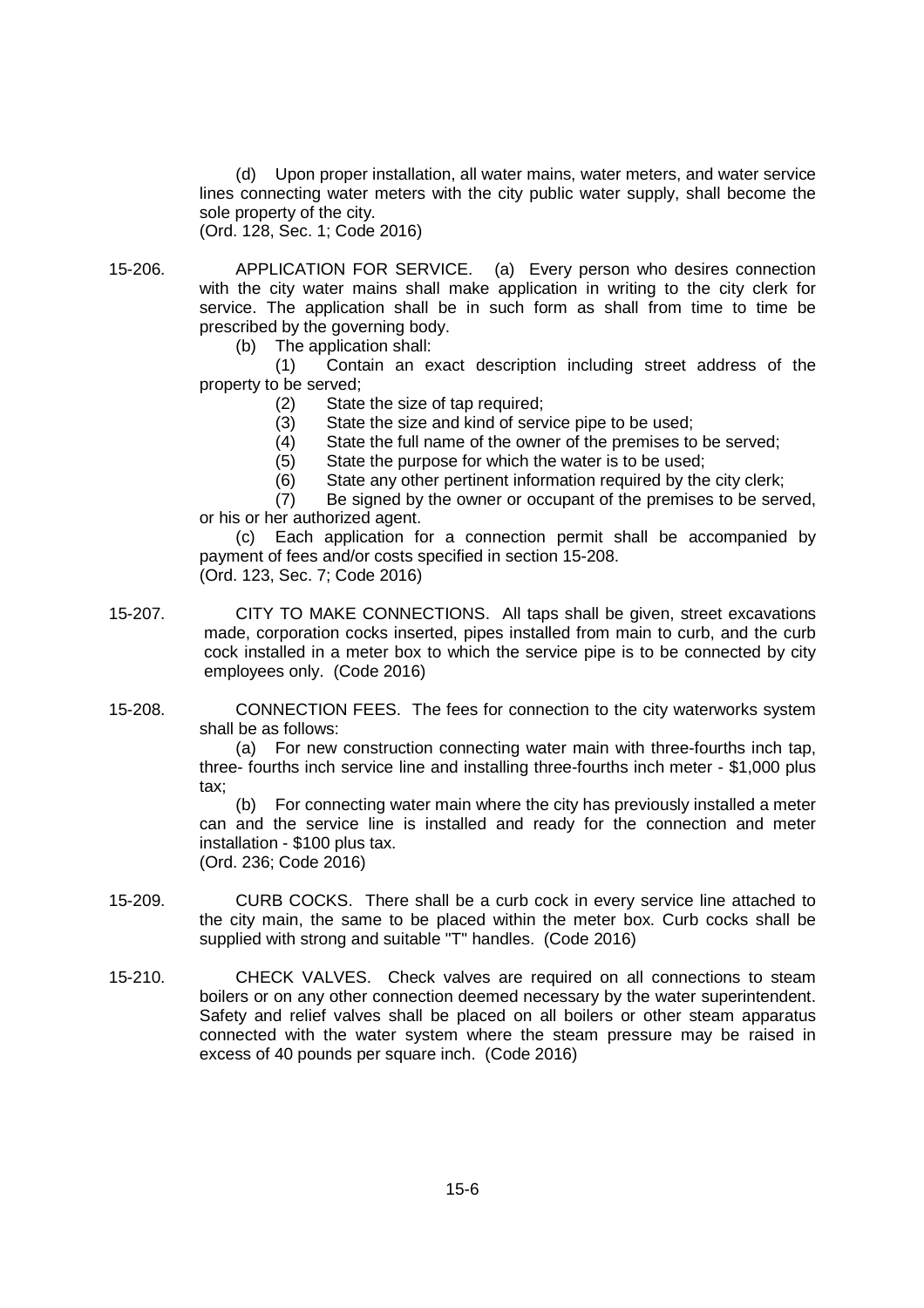(d) Upon proper installation, all water mains, water meters, and water service lines connecting water meters with the city public water supply, shall become the sole property of the city.
(Ord. 128, Sec. 1; Code 2016)

15-206. APPLICATION FOR SERVICE. (a) Every person who desires connection with the city water mains shall make application in writing to the city clerk for service. The application shall be in such form as shall from time to time be prescribed by the governing body.

(b) The application shall:

(1) Contain an exact description including street address of the property to be served;

(2) State the size of tap required;

(3) State the size and kind of service pipe to be used;

(4) State the full name of the owner of the premises to be served;

(5) State the purpose for which the water is to be used;

(6) State any other pertinent information required by the city clerk;

(7) Be signed by the owner or occupant of the premises to be served, or his or her authorized agent.

(c) Each application for a connection permit shall be accompanied by payment of fees and/or costs specified in section 15-208.
(Ord. 123, Sec. 7; Code 2016)

15-207. CITY TO MAKE CONNECTIONS. All taps shall be given, street excavations made, corporation cocks inserted, pipes installed from main to curb, and the curb cock installed in a meter box to which the service pipe is to be connected by city employees only. (Code 2016)

15-208. CONNECTION FEES. The fees for connection to the city waterworks system shall be as follows:

(a) For new construction connecting water main with three-fourths inch tap, three- fourths inch service line and installing three-fourths inch meter - $1,000 plus tax;

(b) For connecting water main where the city has previously installed a meter can and the service line is installed and ready for the connection and meter installation - $100 plus tax.
(Ord. 236; Code 2016)

15-209. CURB COCKS. There shall be a curb cock in every service line attached to the city main, the same to be placed within the meter box. Curb cocks shall be supplied with strong and suitable "T" handles. (Code 2016)

15-210. CHECK VALVES. Check valves are required on all connections to steam boilers or on any other connection deemed necessary by the water superintendent. Safety and relief valves shall be placed on all boilers or other steam apparatus connected with the water system where the steam pressure may be raised in excess of 40 pounds per square inch. (Code 2016)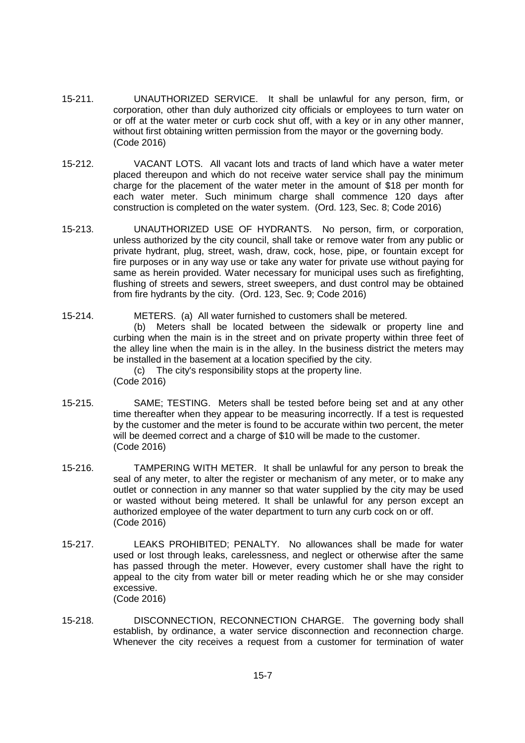15-211. UNAUTHORIZED SERVICE. It shall be unlawful for any person, firm, or corporation, other than duly authorized city officials or employees to turn water on or off at the water meter or curb cock shut off, with a key or in any other manner, without first obtaining written permission from the mayor or the governing body. (Code 2016)

15-212. VACANT LOTS. All vacant lots and tracts of land which have a water meter placed thereupon and which do not receive water service shall pay the minimum charge for the placement of the water meter in the amount of $18 per month for each water meter. Such minimum charge shall commence 120 days after construction is completed on the water system. (Ord. 123, Sec. 8; Code 2016)

15-213. UNAUTHORIZED USE OF HYDRANTS. No person, firm, or corporation, unless authorized by the city council, shall take or remove water from any public or private hydrant, plug, street, wash, draw, cock, hose, pipe, or fountain except for fire purposes or in any way use or take any water for private use without paying for same as herein provided. Water necessary for municipal uses such as firefighting, flushing of streets and sewers, street sweepers, and dust control may be obtained from fire hydrants by the city. (Ord. 123, Sec. 9; Code 2016)

15-214. METERS. (a) All water furnished to customers shall be metered.

(b) Meters shall be located between the sidewalk or property line and curbing when the main is in the street and on private property within three feet of the alley line when the main is in the alley. In the business district the meters may be installed in the basement at a location specified by the city.

(c) The city's responsibility stops at the property line.

(Code 2016)

15-215. SAME; TESTING. Meters shall be tested before being set and at any other time thereafter when they appear to be measuring incorrectly. If a test is requested by the customer and the meter is found to be accurate within two percent, the meter will be deemed correct and a charge of $10 will be made to the customer. (Code 2016)

15-216. TAMPERING WITH METER. It shall be unlawful for any person to break the seal of any meter, to alter the register or mechanism of any meter, or to make any outlet or connection in any manner so that water supplied by the city may be used or wasted without being metered. It shall be unlawful for any person except an authorized employee of the water department to turn any curb cock on or off. (Code 2016)

15-217. LEAKS PROHIBITED; PENALTY. No allowances shall be made for water used or lost through leaks, carelessness, and neglect or otherwise after the same has passed through the meter. However, every customer shall have the right to appeal to the city from water bill or meter reading which he or she may consider excessive.
(Code 2016)

15-218. DISCONNECTION, RECONNECTION CHARGE. The governing body shall establish, by ordinance, a water service disconnection and reconnection charge. Whenever the city receives a request from a customer for termination of water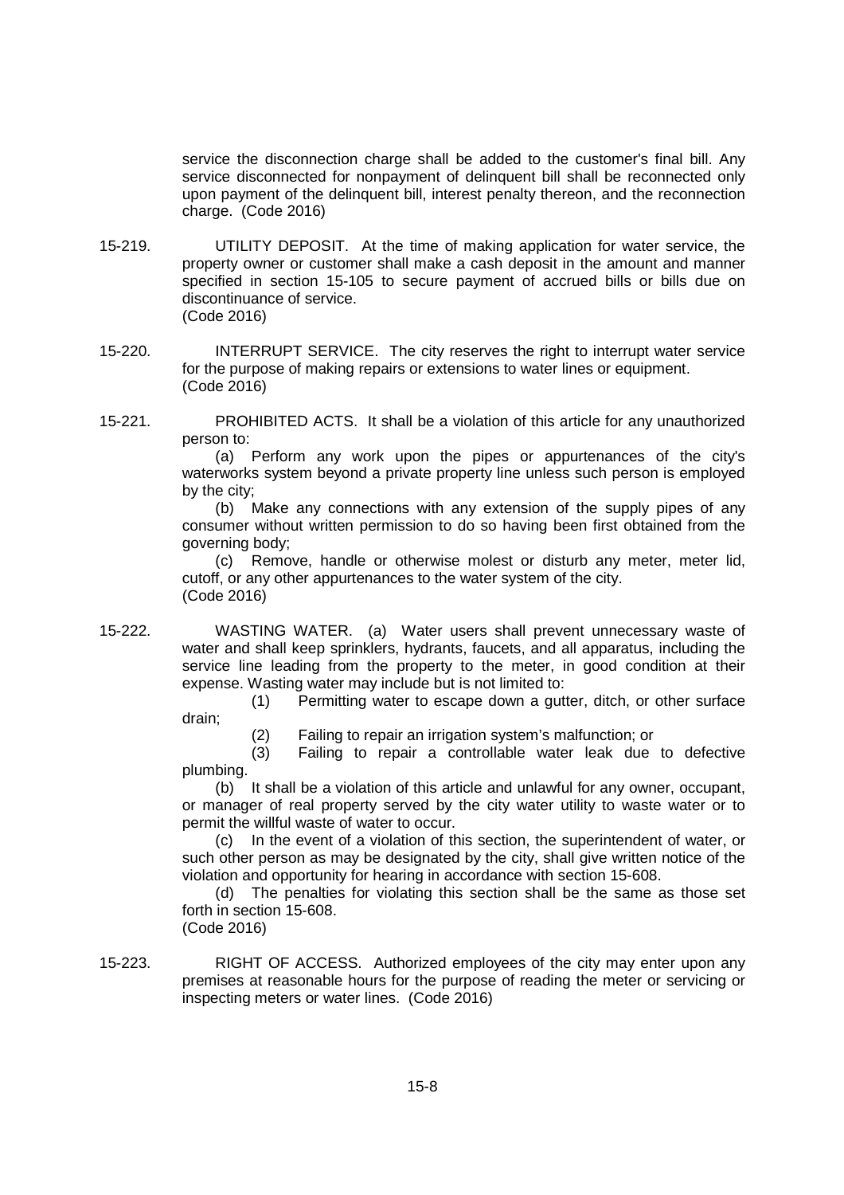service the disconnection charge shall be added to the customer's final bill. Any service disconnected for nonpayment of delinquent bill shall be reconnected only upon payment of the delinquent bill, interest penalty thereon, and the reconnection charge. (Code 2016)

15-219. UTILITY DEPOSIT. At the time of making application for water service, the property owner or customer shall make a cash deposit in the amount and manner specified in section 15-105 to secure payment of accrued bills or bills due on discontinuance of service.
(Code 2016)

15-220. INTERRUPT SERVICE. The city reserves the right to interrupt water service for the purpose of making repairs or extensions to water lines or equipment.
(Code 2016)

15-221. PROHIBITED ACTS. It shall be a violation of this article for any unauthorized person to:

(a) Perform any work upon the pipes or appurtenances of the city's waterworks system beyond a private property line unless such person is employed by the city;

(b) Make any connections with any extension of the supply pipes of any consumer without written permission to do so having been first obtained from the governing body;

(c) Remove, handle or otherwise molest or disturb any meter, meter lid, cutoff, or any other appurtenances to the water system of the city.
(Code 2016)

15-222. WASTING WATER. (a) Water users shall prevent unnecessary waste of water and shall keep sprinklers, hydrants, faucets, and all apparatus, including the service line leading from the property to the meter, in good condition at their expense. Wasting water may include but is not limited to:

(1) Permitting water to escape down a gutter, ditch, or other surface drain;

(2) Failing to repair an irrigation system's malfunction; or

(3) Failing to repair a controllable water leak due to defective plumbing.

(b) It shall be a violation of this article and unlawful for any owner, occupant, or manager of real property served by the city water utility to waste water or to permit the willful waste of water to occur.

(c) In the event of a violation of this section, the superintendent of water, or such other person as may be designated by the city, shall give written notice of the violation and opportunity for hearing in accordance with section 15-608.

(d) The penalties for violating this section shall be the same as those set forth in section 15-608.
(Code 2016)

15-223. RIGHT OF ACCESS. Authorized employees of the city may enter upon any premises at reasonable hours for the purpose of reading the meter or servicing or inspecting meters or water lines. (Code 2016)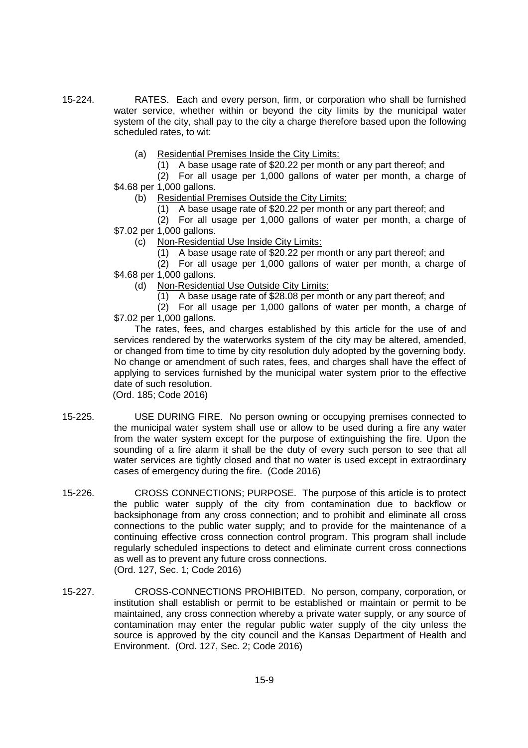15-224. RATES. Each and every person, firm, or corporation who shall be furnished water service, whether within or beyond the city limits by the municipal water system of the city, shall pay to the city a charge therefore based upon the following scheduled rates, to wit:

(a) Residential Premises Inside the City Limits:

(1) A base usage rate of $20.22 per month or any part thereof; and

(2) For all usage per 1,000 gallons of water per month, a charge of $4.68 per 1,000 gallons.

(b) Residential Premises Outside the City Limits:

(1) A base usage rate of $20.22 per month or any part thereof; and

(2) For all usage per 1,000 gallons of water per month, a charge of $7.02 per 1,000 gallons.

(c) Non-Residential Use Inside City Limits:

(1) A base usage rate of $20.22 per month or any part thereof; and

(2) For all usage per 1,000 gallons of water per month, a charge of $4.68 per 1,000 gallons.

(d) Non-Residential Use Outside City Limits:

(1) A base usage rate of $28.08 per month or any part thereof; and

(2) For all usage per 1,000 gallons of water per month, a charge of $7.02 per 1,000 gallons.

The rates, fees, and charges established by this article for the use of and services rendered by the waterworks system of the city may be altered, amended, or changed from time to time by city resolution duly adopted by the governing body. No change or amendment of such rates, fees, and charges shall have the effect of applying to services furnished by the municipal water system prior to the effective date of such resolution.
(Ord. 185; Code 2016)

15-225. USE DURING FIRE. No person owning or occupying premises connected to the municipal water system shall use or allow to be used during a fire any water from the water system except for the purpose of extinguishing the fire. Upon the sounding of a fire alarm it shall be the duty of every such person to see that all water services are tightly closed and that no water is used except in extraordinary cases of emergency during the fire. (Code 2016)

15-226. CROSS CONNECTIONS; PURPOSE. The purpose of this article is to protect the public water supply of the city from contamination due to backflow or backsiphonage from any cross connection; and to prohibit and eliminate all cross connections to the public water supply; and to provide for the maintenance of a continuing effective cross connection control program. This program shall include regularly scheduled inspections to detect and eliminate current cross connections as well as to prevent any future cross connections.
(Ord. 127, Sec. 1; Code 2016)

15-227. CROSS-CONNECTIONS PROHIBITED. No person, company, corporation, or institution shall establish or permit to be established or maintain or permit to be maintained, any cross connection whereby a private water supply, or any source of contamination may enter the regular public water supply of the city unless the source is approved by the city council and the Kansas Department of Health and Environment. (Ord. 127, Sec. 2; Code 2016)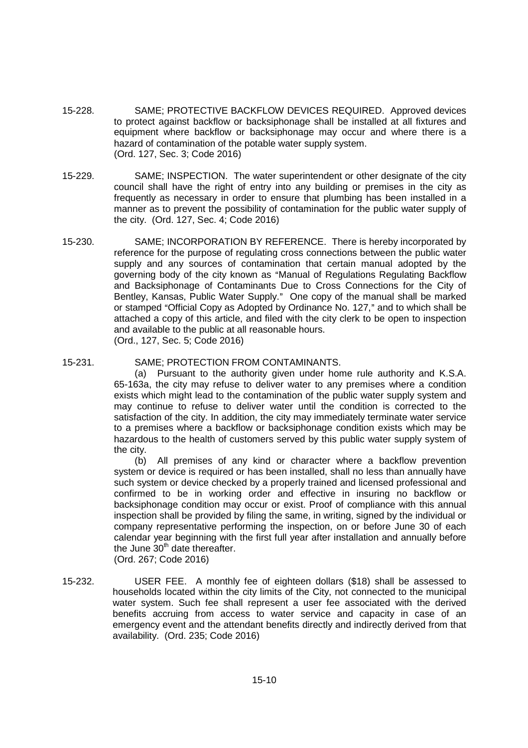15-228. SAME; PROTECTIVE BACKFLOW DEVICES REQUIRED. Approved devices to protect against backflow or backsiphonage shall be installed at all fixtures and equipment where backflow or backsiphonage may occur and where there is a hazard of contamination of the potable water supply system. (Ord. 127, Sec. 3; Code 2016)

15-229. SAME; INSPECTION. The water superintendent or other designate of the city council shall have the right of entry into any building or premises in the city as frequently as necessary in order to ensure that plumbing has been installed in a manner as to prevent the possibility of contamination for the public water supply of the city. (Ord. 127, Sec. 4; Code 2016)

15-230. SAME; INCORPORATION BY REFERENCE. There is hereby incorporated by reference for the purpose of regulating cross connections between the public water supply and any sources of contamination that certain manual adopted by the governing body of the city known as "Manual of Regulations Regulating Backflow and Backsiphonage of Contaminants Due to Cross Connections for the City of Bentley, Kansas, Public Water Supply." One copy of the manual shall be marked or stamped "Official Copy as Adopted by Ordinance No. 127," and to which shall be attached a copy of this article, and filed with the city clerk to be open to inspection and available to the public at all reasonable hours. (Ord., 127, Sec. 5; Code 2016)

15-231. SAME; PROTECTION FROM CONTAMINANTS.

(a) Pursuant to the authority given under home rule authority and K.S.A. 65-163a, the city may refuse to deliver water to any premises where a condition exists which might lead to the contamination of the public water supply system and may continue to refuse to deliver water until the condition is corrected to the satisfaction of the city. In addition, the city may immediately terminate water service to a premises where a backflow or backsiphonage condition exists which may be hazardous to the health of customers served by this public water supply system of the city.

(b) All premises of any kind or character where a backflow prevention system or device is required or has been installed, shall no less than annually have such system or device checked by a properly trained and licensed professional and confirmed to be in working order and effective in insuring no backflow or backsiphonage condition may occur or exist. Proof of compliance with this annual inspection shall be provided by filing the same, in writing, signed by the individual or company representative performing the inspection, on or before June 30 of each calendar year beginning with the first full year after installation and annually before the June 30th date thereafter.

(Ord. 267; Code 2016)

15-232. USER FEE. A monthly fee of eighteen dollars ($18) shall be assessed to households located within the city limits of the City, not connected to the municipal water system. Such fee shall represent a user fee associated with the derived benefits accruing from access to water service and capacity in case of an emergency event and the attendant benefits directly and indirectly derived from that availability. (Ord. 235; Code 2016)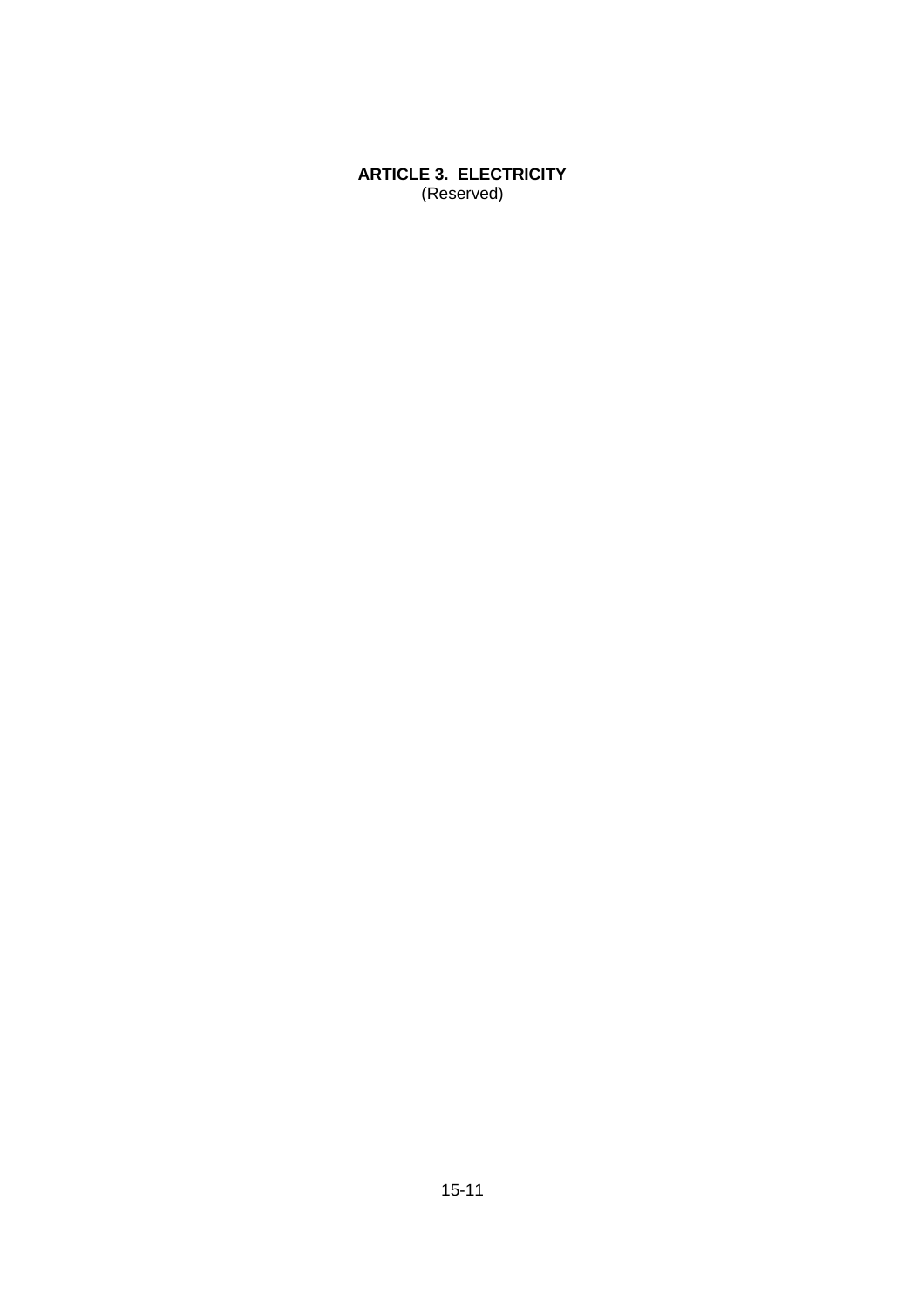## ARTICLE 3. ELECTRICITY

(Reserved)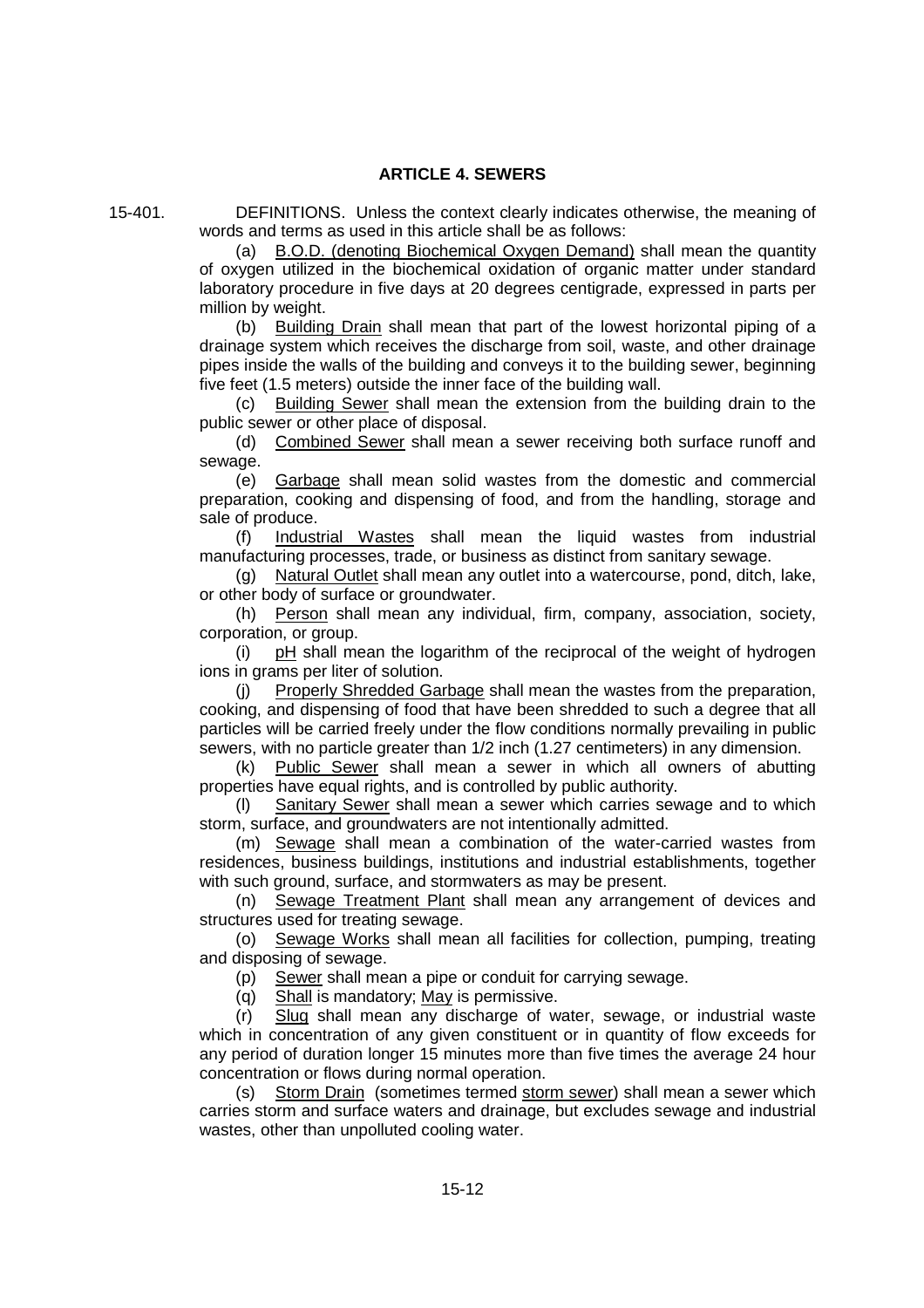# ARTICLE 4. SEWERS

15-401. DEFINITIONS. Unless the context clearly indicates otherwise, the meaning of words and terms as used in this article shall be as follows:

(a) B.O.D. (denoting Biochemical Oxygen Demand) shall mean the quantity of oxygen utilized in the biochemical oxidation of organic matter under standard laboratory procedure in five days at 20 degrees centigrade, expressed in parts per million by weight.

(b) Building Drain shall mean that part of the lowest horizontal piping of a drainage system which receives the discharge from soil, waste, and other drainage pipes inside the walls of the building and conveys it to the building sewer, beginning five feet (1.5 meters) outside the inner face of the building wall.

(c) Building Sewer shall mean the extension from the building drain to the public sewer or other place of disposal.

(d) Combined Sewer shall mean a sewer receiving both surface runoff and sewage.

(e) Garbage shall mean solid wastes from the domestic and commercial preparation, cooking and dispensing of food, and from the handling, storage and sale of produce.

(f) Industrial Wastes shall mean the liquid wastes from industrial manufacturing processes, trade, or business as distinct from sanitary sewage.

(g) Natural Outlet shall mean any outlet into a watercourse, pond, ditch, lake, or other body of surface or groundwater.

(h) Person shall mean any individual, firm, company, association, society, corporation, or group.

(i) pH shall mean the logarithm of the reciprocal of the weight of hydrogen ions in grams per liter of solution.

(j) Properly Shredded Garbage shall mean the wastes from the preparation, cooking, and dispensing of food that have been shredded to such a degree that all particles will be carried freely under the flow conditions normally prevailing in public sewers, with no particle greater than 1/2 inch (1.27 centimeters) in any dimension.

(k) Public Sewer shall mean a sewer in which all owners of abutting properties have equal rights, and is controlled by public authority.

(l) Sanitary Sewer shall mean a sewer which carries sewage and to which storm, surface, and groundwaters are not intentionally admitted.

(m) Sewage shall mean a combination of the water-carried wastes from residences, business buildings, institutions and industrial establishments, together with such ground, surface, and stormwaters as may be present.

(n) Sewage Treatment Plant shall mean any arrangement of devices and structures used for treating sewage.

(o) Sewage Works shall mean all facilities for collection, pumping, treating and disposing of sewage.

(p) Sewer shall mean a pipe or conduit for carrying sewage.

(q) Shall is mandatory; May is permissive.

(r) Slug shall mean any discharge of water, sewage, or industrial waste which in concentration of any given constituent or in quantity of flow exceeds for any period of duration longer 15 minutes more than five times the average 24 hour concentration or flows during normal operation.

(s) Storm Drain (sometimes termed storm sewer) shall mean a sewer which carries storm and surface waters and drainage, but excludes sewage and industrial wastes, other than unpolluted cooling water.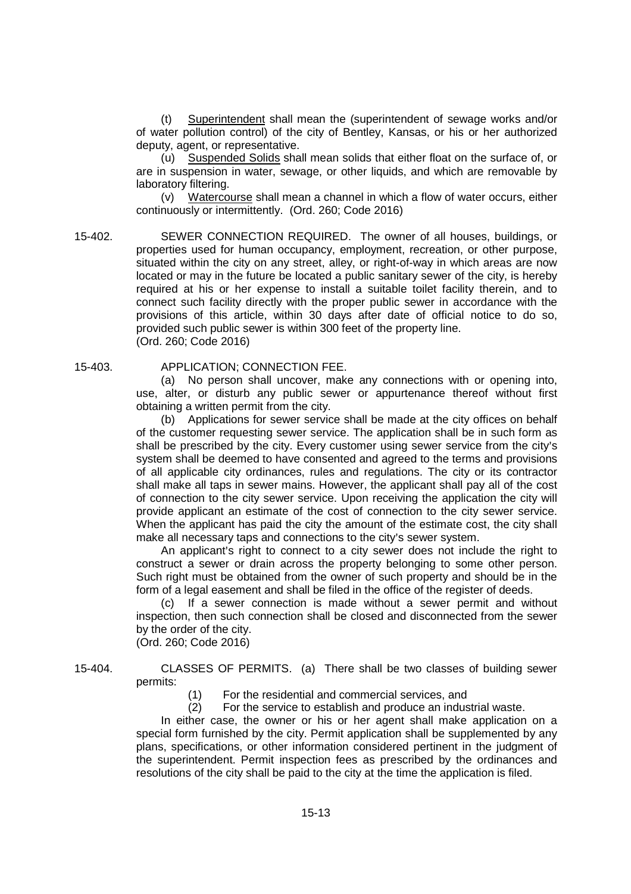(t) Superintendent shall mean the (superintendent of sewage works and/or of water pollution control) of the city of Bentley, Kansas, or his or her authorized deputy, agent, or representative.

(u) Suspended Solids shall mean solids that either float on the surface of, or are in suspension in water, sewage, or other liquids, and which are removable by laboratory filtering.

(v) Watercourse shall mean a channel in which a flow of water occurs, either continuously or intermittently. (Ord. 260; Code 2016)

15-402. SEWER CONNECTION REQUIRED. The owner of all houses, buildings, or properties used for human occupancy, employment, recreation, or other purpose, situated within the city on any street, alley, or right-of-way in which areas are now located or may in the future be located a public sanitary sewer of the city, is hereby required at his or her expense to install a suitable toilet facility therein, and to connect such facility directly with the proper public sewer in accordance with the provisions of this article, within 30 days after date of official notice to do so, provided such public sewer is within 300 feet of the property line.
(Ord. 260; Code 2016)

15-403. APPLICATION; CONNECTION FEE.

(a) No person shall uncover, make any connections with or opening into, use, alter, or disturb any public sewer or appurtenance thereof without first obtaining a written permit from the city.

(b) Applications for sewer service shall be made at the city offices on behalf of the customer requesting sewer service. The application shall be in such form as shall be prescribed by the city. Every customer using sewer service from the city's system shall be deemed to have consented and agreed to the terms and provisions of all applicable city ordinances, rules and regulations. The city or its contractor shall make all taps in sewer mains. However, the applicant shall pay all of the cost of connection to the city sewer service. Upon receiving the application the city will provide applicant an estimate of the cost of connection to the city sewer service. When the applicant has paid the city the amount of the estimate cost, the city shall make all necessary taps and connections to the city's sewer system.

An applicant's right to connect to a city sewer does not include the right to construct a sewer or drain across the property belonging to some other person. Such right must be obtained from the owner of such property and should be in the form of a legal easement and shall be filed in the office of the register of deeds.

(c) If a sewer connection is made without a sewer permit and without inspection, then such connection shall be closed and disconnected from the sewer by the order of the city.
(Ord. 260; Code 2016)

15-404. CLASSES OF PERMITS. (a) There shall be two classes of building sewer permits:

(1) For the residential and commercial services, and
(2) For the service to establish and produce an industrial waste.

In either case, the owner or his or her agent shall make application on a special form furnished by the city. Permit application shall be supplemented by any plans, specifications, or other information considered pertinent in the judgment of the superintendent. Permit inspection fees as prescribed by the ordinances and resolutions of the city shall be paid to the city at the time the application is filed.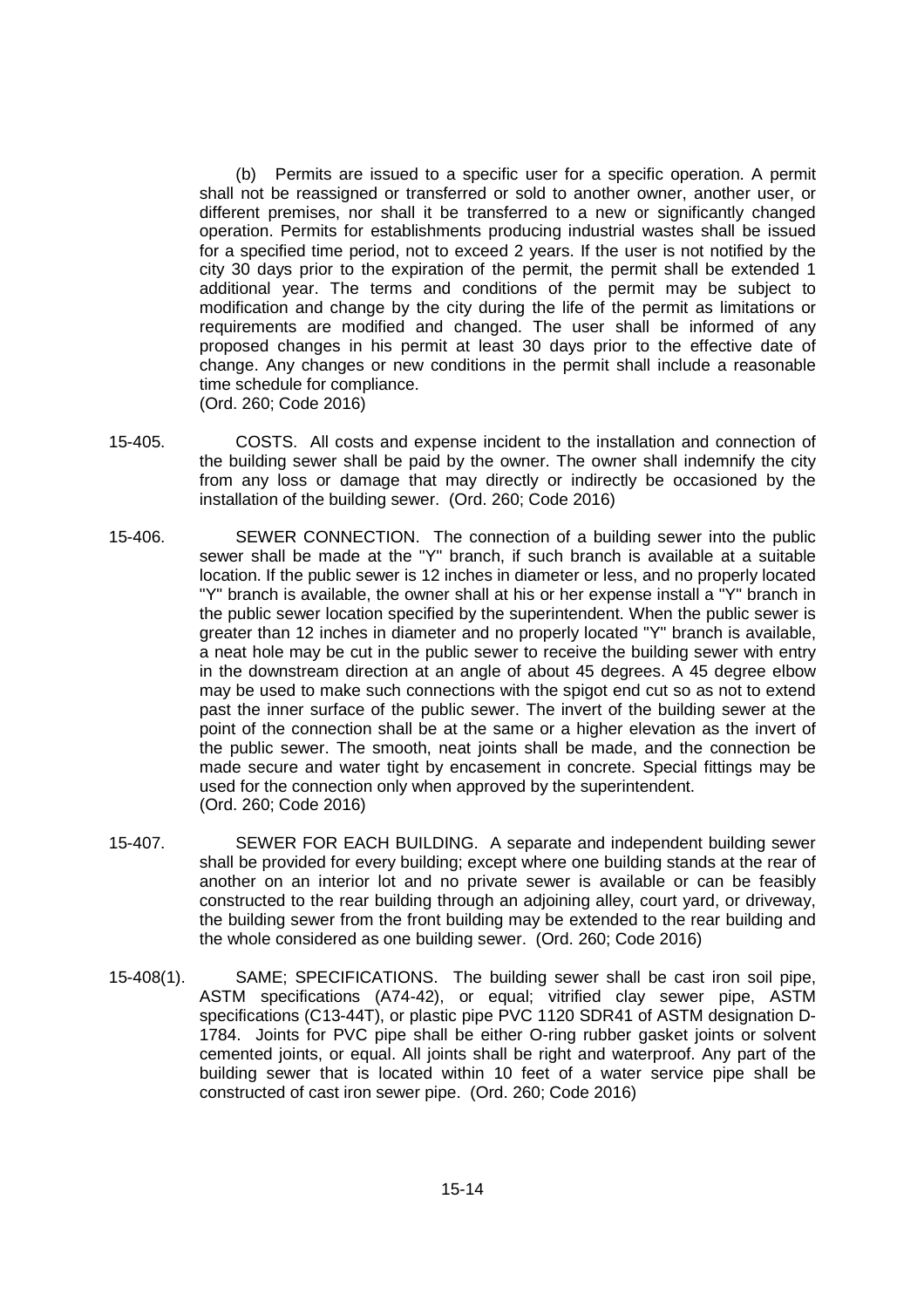(b) Permits are issued to a specific user for a specific operation. A permit shall not be reassigned or transferred or sold to another owner, another user, or different premises, nor shall it be transferred to a new or significantly changed operation. Permits for establishments producing industrial wastes shall be issued for a specified time period, not to exceed 2 years. If the user is not notified by the city 30 days prior to the expiration of the permit, the permit shall be extended 1 additional year. The terms and conditions of the permit may be subject to modification and change by the city during the life of the permit as limitations or requirements are modified and changed. The user shall be informed of any proposed changes in his permit at least 30 days prior to the effective date of change. Any changes or new conditions in the permit shall include a reasonable time schedule for compliance.
(Ord. 260; Code 2016)

15-405. COSTS. All costs and expense incident to the installation and connection of the building sewer shall be paid by the owner. The owner shall indemnify the city from any loss or damage that may directly or indirectly be occasioned by the installation of the building sewer. (Ord. 260; Code 2016)

15-406. SEWER CONNECTION. The connection of a building sewer into the public sewer shall be made at the "Y" branch, if such branch is available at a suitable location. If the public sewer is 12 inches in diameter or less, and no properly located "Y" branch is available, the owner shall at his or her expense install a "Y" branch in the public sewer location specified by the superintendent. When the public sewer is greater than 12 inches in diameter and no properly located "Y" branch is available, a neat hole may be cut in the public sewer to receive the building sewer with entry in the downstream direction at an angle of about 45 degrees. A 45 degree elbow may be used to make such connections with the spigot end cut so as not to extend past the inner surface of the public sewer. The invert of the building sewer at the point of the connection shall be at the same or a higher elevation as the invert of the public sewer. The smooth, neat joints shall be made, and the connection be made secure and water tight by encasement in concrete. Special fittings may be used for the connection only when approved by the superintendent.
(Ord. 260; Code 2016)

15-407. SEWER FOR EACH BUILDING. A separate and independent building sewer shall be provided for every building; except where one building stands at the rear of another on an interior lot and no private sewer is available or can be feasibly constructed to the rear building through an adjoining alley, court yard, or driveway, the building sewer from the front building may be extended to the rear building and the whole considered as one building sewer. (Ord. 260; Code 2016)

15-408(1). SAME; SPECIFICATIONS. The building sewer shall be cast iron soil pipe, ASTM specifications (A74-42), or equal; vitrified clay sewer pipe, ASTM specifications (C13-44T), or plastic pipe PVC 1120 SDR41 of ASTM designation D-1784. Joints for PVC pipe shall be either O-ring rubber gasket joints or solvent cemented joints, or equal. All joints shall be right and waterproof. Any part of the building sewer that is located within 10 feet of a water service pipe shall be constructed of cast iron sewer pipe. (Ord. 260; Code 2016)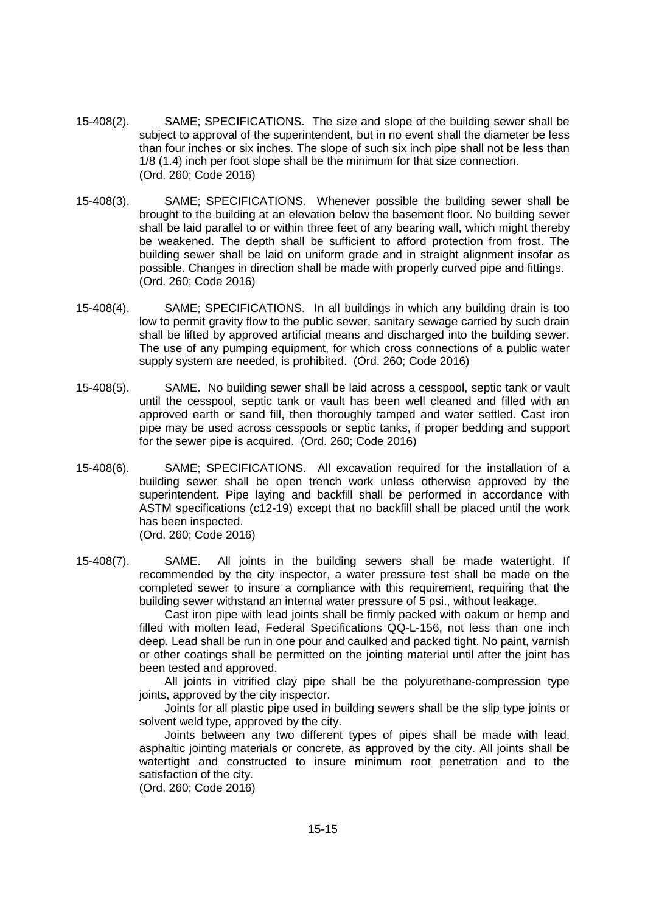15-408(2). SAME; SPECIFICATIONS. The size and slope of the building sewer shall be subject to approval of the superintendent, but in no event shall the diameter be less than four inches or six inches. The slope of such six inch pipe shall not be less than 1/8 (1.4) inch per foot slope shall be the minimum for that size connection. (Ord. 260; Code 2016)

15-408(3). SAME; SPECIFICATIONS. Whenever possible the building sewer shall be brought to the building at an elevation below the basement floor. No building sewer shall be laid parallel to or within three feet of any bearing wall, which might thereby be weakened. The depth shall be sufficient to afford protection from frost. The building sewer shall be laid on uniform grade and in straight alignment insofar as possible. Changes in direction shall be made with properly curved pipe and fittings. (Ord. 260; Code 2016)

15-408(4). SAME; SPECIFICATIONS. In all buildings in which any building drain is too low to permit gravity flow to the public sewer, sanitary sewage carried by such drain shall be lifted by approved artificial means and discharged into the building sewer. The use of any pumping equipment, for which cross connections of a public water supply system are needed, is prohibited. (Ord. 260; Code 2016)

15-408(5). SAME. No building sewer shall be laid across a cesspool, septic tank or vault until the cesspool, septic tank or vault has been well cleaned and filled with an approved earth or sand fill, then thoroughly tamped and water settled. Cast iron pipe may be used across cesspools or septic tanks, if proper bedding and support for the sewer pipe is acquired. (Ord. 260; Code 2016)

15-408(6). SAME; SPECIFICATIONS. All excavation required for the installation of a building sewer shall be open trench work unless otherwise approved by the superintendent. Pipe laying and backfill shall be performed in accordance with ASTM specifications (c12-19) except that no backfill shall be placed until the work has been inspected. (Ord. 260; Code 2016)

15-408(7). SAME. All joints in the building sewers shall be made watertight. If recommended by the city inspector, a water pressure test shall be made on the completed sewer to insure a compliance with this requirement, requiring that the building sewer withstand an internal water pressure of 5 psi., without leakage.

Cast iron pipe with lead joints shall be firmly packed with oakum or hemp and filled with molten lead, Federal Specifications QQ-L-156, not less than one inch deep. Lead shall be run in one pour and caulked and packed tight. No paint, varnish or other coatings shall be permitted on the jointing material until after the joint has been tested and approved.

All joints in vitrified clay pipe shall be the polyurethane-compression type joints, approved by the city inspector.

Joints for all plastic pipe used in building sewers shall be the slip type joints or solvent weld type, approved by the city.

Joints between any two different types of pipes shall be made with lead, asphaltic jointing materials or concrete, as approved by the city. All joints shall be watertight and constructed to insure minimum root penetration and to the satisfaction of the city.

(Ord. 260; Code 2016)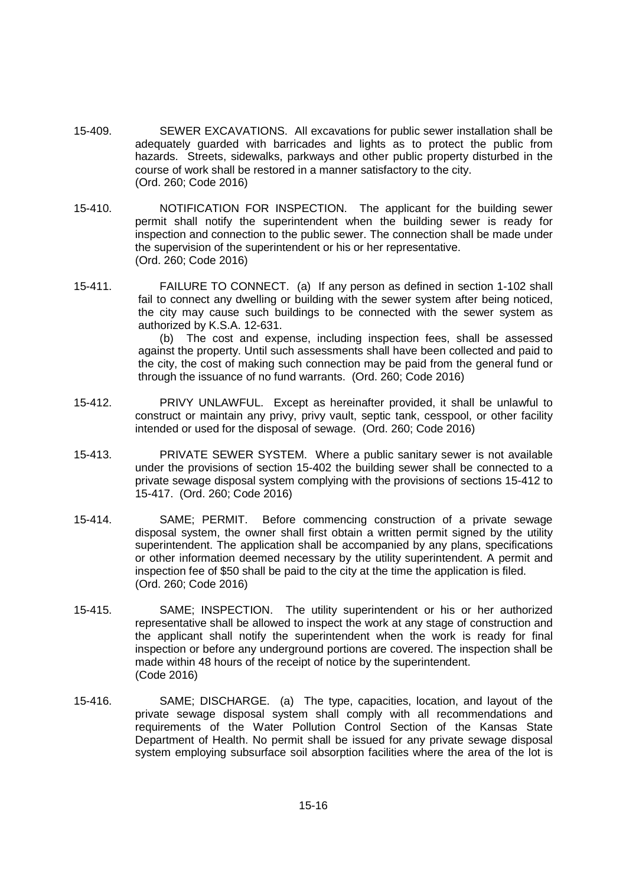15-409. SEWER EXCAVATIONS. All excavations for public sewer installation shall be adequately guarded with barricades and lights as to protect the public from hazards. Streets, sidewalks, parkways and other public property disturbed in the course of work shall be restored in a manner satisfactory to the city. (Ord. 260; Code 2016)

15-410. NOTIFICATION FOR INSPECTION. The applicant for the building sewer permit shall notify the superintendent when the building sewer is ready for inspection and connection to the public sewer. The connection shall be made under the supervision of the superintendent or his or her representative. (Ord. 260; Code 2016)

15-411. FAILURE TO CONNECT. (a) If any person as defined in section 1-102 shall fail to connect any dwelling or building with the sewer system after being noticed, the city may cause such buildings to be connected with the sewer system as authorized by K.S.A. 12-631.

(b) The cost and expense, including inspection fees, shall be assessed against the property. Until such assessments shall have been collected and paid to the city, the cost of making such connection may be paid from the general fund or through the issuance of no fund warrants. (Ord. 260; Code 2016)

15-412. PRIVY UNLAWFUL. Except as hereinafter provided, it shall be unlawful to construct or maintain any privy, privy vault, septic tank, cesspool, or other facility intended or used for the disposal of sewage. (Ord. 260; Code 2016)

15-413. PRIVATE SEWER SYSTEM. Where a public sanitary sewer is not available under the provisions of section 15-402 the building sewer shall be connected to a private sewage disposal system complying with the provisions of sections 15-412 to 15-417. (Ord. 260; Code 2016)

15-414. SAME; PERMIT. Before commencing construction of a private sewage disposal system, the owner shall first obtain a written permit signed by the utility superintendent. The application shall be accompanied by any plans, specifications or other information deemed necessary by the utility superintendent. A permit and inspection fee of $50 shall be paid to the city at the time the application is filed. (Ord. 260; Code 2016)

15-415. SAME; INSPECTION. The utility superintendent or his or her authorized representative shall be allowed to inspect the work at any stage of construction and the applicant shall notify the superintendent when the work is ready for final inspection or before any underground portions are covered. The inspection shall be made within 48 hours of the receipt of notice by the superintendent. (Code 2016)

15-416. SAME; DISCHARGE. (a) The type, capacities, location, and layout of the private sewage disposal system shall comply with all recommendations and requirements of the Water Pollution Control Section of the Kansas State Department of Health. No permit shall be issued for any private sewage disposal system employing subsurface soil absorption facilities where the area of the lot is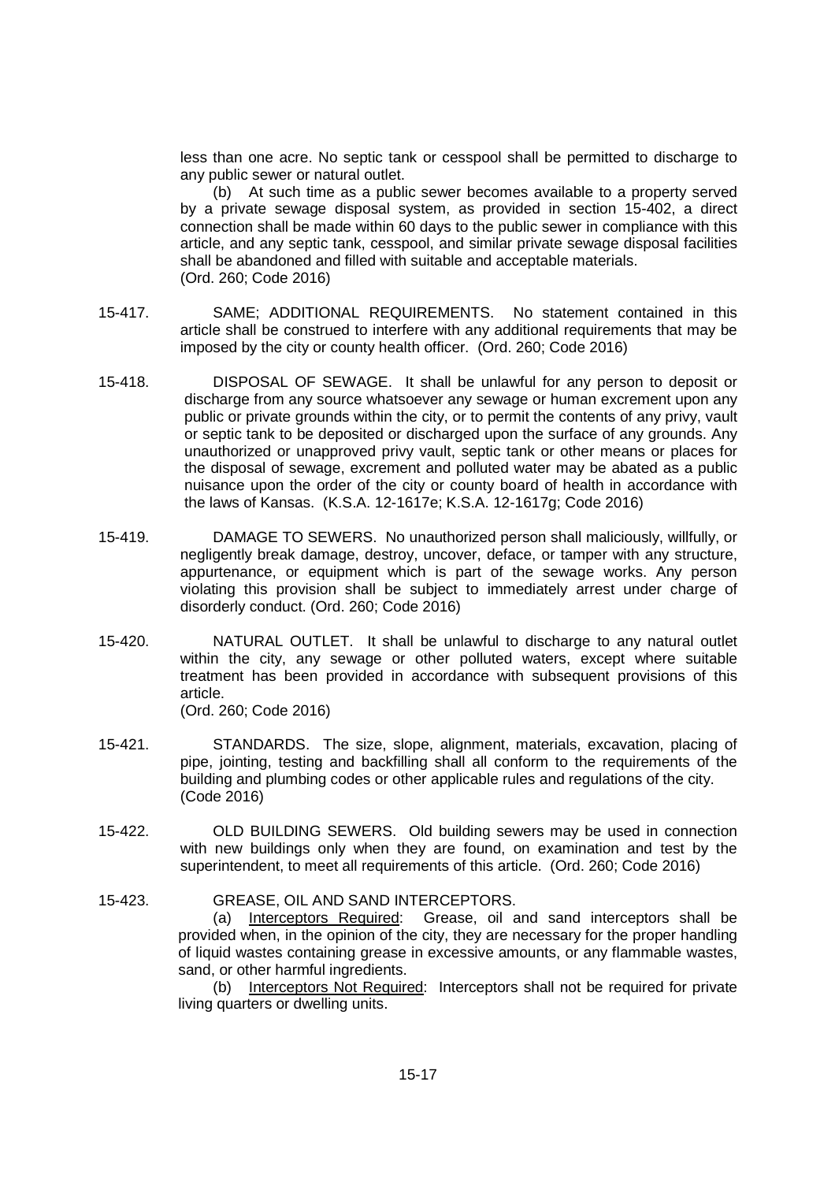less than one acre. No septic tank or cesspool shall be permitted to discharge to any public sewer or natural outlet.

(b) At such time as a public sewer becomes available to a property served by a private sewage disposal system, as provided in section 15-402, a direct connection shall be made within 60 days to the public sewer in compliance with this article, and any septic tank, cesspool, and similar private sewage disposal facilities shall be abandoned and filled with suitable and acceptable materials.
(Ord. 260; Code 2016)

15-417. SAME; ADDITIONAL REQUIREMENTS. No statement contained in this article shall be construed to interfere with any additional requirements that may be imposed by the city or county health officer. (Ord. 260; Code 2016)

15-418. DISPOSAL OF SEWAGE. It shall be unlawful for any person to deposit or discharge from any source whatsoever any sewage or human excrement upon any public or private grounds within the city, or to permit the contents of any privy, vault or septic tank to be deposited or discharged upon the surface of any grounds. Any unauthorized or unapproved privy vault, septic tank or other means or places for the disposal of sewage, excrement and polluted water may be abated as a public nuisance upon the order of the city or county board of health in accordance with the laws of Kansas. (K.S.A. 12-1617e; K.S.A. 12-1617g; Code 2016)

15-419. DAMAGE TO SEWERS. No unauthorized person shall maliciously, willfully, or negligently break damage, destroy, uncover, deface, or tamper with any structure, appurtenance, or equipment which is part of the sewage works. Any person violating this provision shall be subject to immediately arrest under charge of disorderly conduct. (Ord. 260; Code 2016)

15-420. NATURAL OUTLET. It shall be unlawful to discharge to any natural outlet within the city, any sewage or other polluted waters, except where suitable treatment has been provided in accordance with subsequent provisions of this article.
(Ord. 260; Code 2016)

15-421. STANDARDS. The size, slope, alignment, materials, excavation, placing of pipe, jointing, testing and backfilling shall all conform to the requirements of the building and plumbing codes or other applicable rules and regulations of the city.
(Code 2016)

15-422. OLD BUILDING SEWERS. Old building sewers may be used in connection with new buildings only when they are found, on examination and test by the superintendent, to meet all requirements of this article. (Ord. 260; Code 2016)

15-423. GREASE, OIL AND SAND INTERCEPTORS.

(a) Interceptors Required: Grease, oil and sand interceptors shall be provided when, in the opinion of the city, they are necessary for the proper handling of liquid wastes containing grease in excessive amounts, or any flammable wastes, sand, or other harmful ingredients.

(b) Interceptors Not Required: Interceptors shall not be required for private living quarters or dwelling units.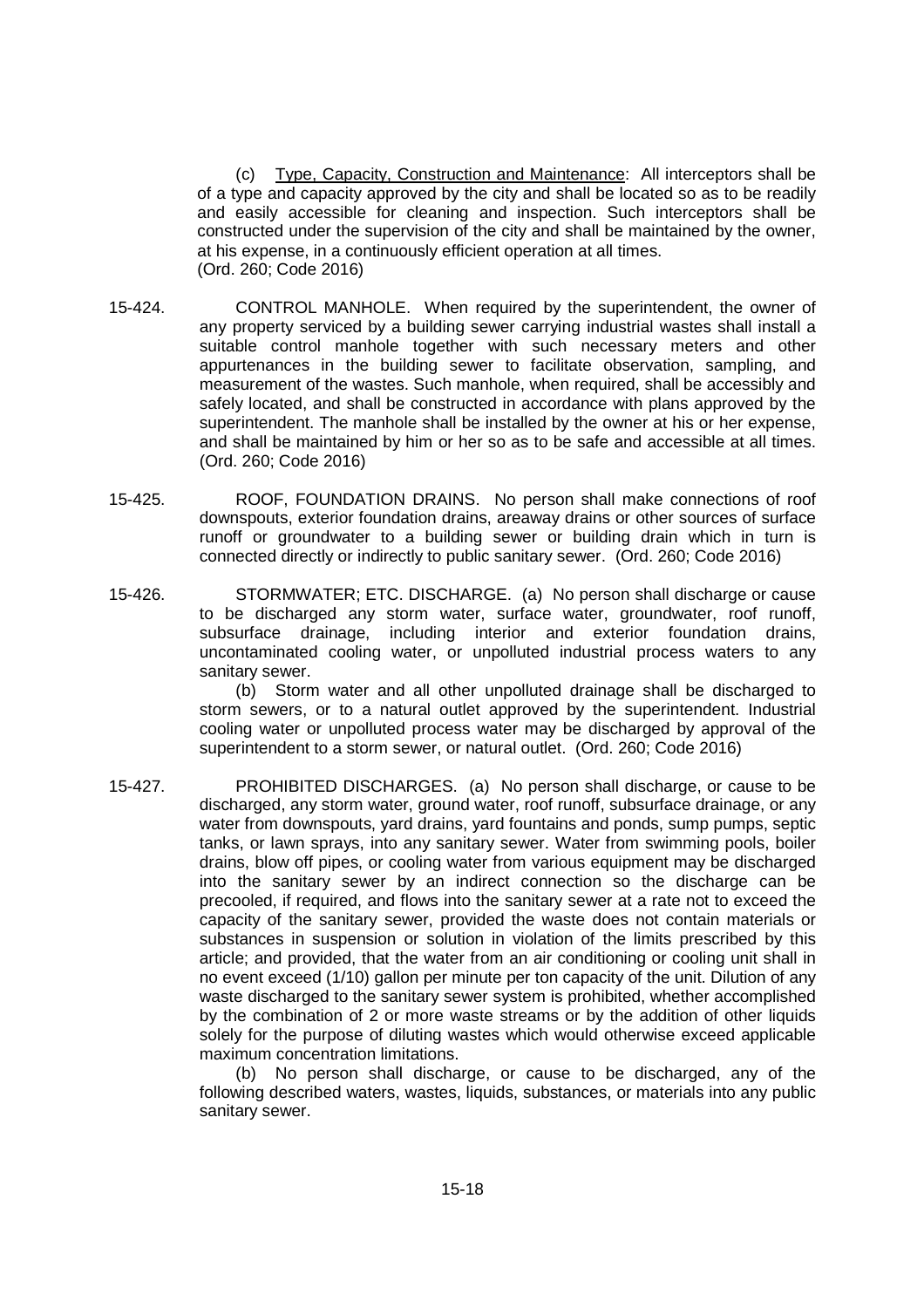(c) Type, Capacity, Construction and Maintenance: All interceptors shall be of a type and capacity approved by the city and shall be located so as to be readily and easily accessible for cleaning and inspection. Such interceptors shall be constructed under the supervision of the city and shall be maintained by the owner, at his expense, in a continuously efficient operation at all times.
(Ord. 260; Code 2016)

15-424. CONTROL MANHOLE. When required by the superintendent, the owner of any property serviced by a building sewer carrying industrial wastes shall install a suitable control manhole together with such necessary meters and other appurtenances in the building sewer to facilitate observation, sampling, and measurement of the wastes. Such manhole, when required, shall be accessibly and safely located, and shall be constructed in accordance with plans approved by the superintendent. The manhole shall be installed by the owner at his or her expense, and shall be maintained by him or her so as to be safe and accessible at all times. (Ord. 260; Code 2016)

15-425. ROOF, FOUNDATION DRAINS. No person shall make connections of roof downspouts, exterior foundation drains, areaway drains or other sources of surface runoff or groundwater to a building sewer or building drain which in turn is connected directly or indirectly to public sanitary sewer. (Ord. 260; Code 2016)

15-426. STORMWATER; ETC. DISCHARGE. (a) No person shall discharge or cause to be discharged any storm water, surface water, groundwater, roof runoff, subsurface drainage, including interior and exterior foundation drains, uncontaminated cooling water, or unpolluted industrial process waters to any sanitary sewer.

(b) Storm water and all other unpolluted drainage shall be discharged to storm sewers, or to a natural outlet approved by the superintendent. Industrial cooling water or unpolluted process water may be discharged by approval of the superintendent to a storm sewer, or natural outlet. (Ord. 260; Code 2016)

15-427. PROHIBITED DISCHARGES. (a) No person shall discharge, or cause to be discharged, any storm water, ground water, roof runoff, subsurface drainage, or any water from downspouts, yard drains, yard fountains and ponds, sump pumps, septic tanks, or lawn sprays, into any sanitary sewer. Water from swimming pools, boiler drains, blow off pipes, or cooling water from various equipment may be discharged into the sanitary sewer by an indirect connection so the discharge can be precooled, if required, and flows into the sanitary sewer at a rate not to exceed the capacity of the sanitary sewer, provided the waste does not contain materials or substances in suspension or solution in violation of the limits prescribed by this article; and provided, that the water from an air conditioning or cooling unit shall in no event exceed (1/10) gallon per minute per ton capacity of the unit. Dilution of any waste discharged to the sanitary sewer system is prohibited, whether accomplished by the combination of 2 or more waste streams or by the addition of other liquids solely for the purpose of diluting wastes which would otherwise exceed applicable maximum concentration limitations.

(b) No person shall discharge, or cause to be discharged, any of the following described waters, wastes, liquids, substances, or materials into any public sanitary sewer.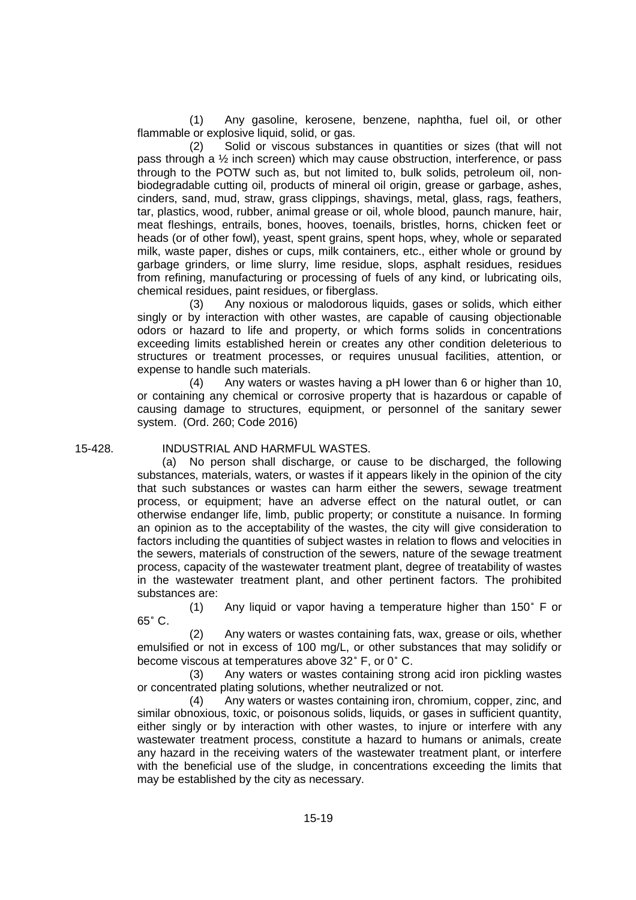(1) Any gasoline, kerosene, benzene, naphtha, fuel oil, or other flammable or explosive liquid, solid, or gas.

(2) Solid or viscous substances in quantities or sizes (that will not pass through a ½ inch screen) which may cause obstruction, interference, or pass through to the POTW such as, but not limited to, bulk solids, petroleum oil, non-biodegradable cutting oil, products of mineral oil origin, grease or garbage, ashes, cinders, sand, mud, straw, grass clippings, shavings, metal, glass, rags, feathers, tar, plastics, wood, rubber, animal grease or oil, whole blood, paunch manure, hair, meat fleshings, entrails, bones, hooves, toenails, bristles, horns, chicken feet or heads (or of other fowl), yeast, spent grains, spent hops, whey, whole or separated milk, waste paper, dishes or cups, milk containers, etc., either whole or ground by garbage grinders, or lime slurry, lime residue, slops, asphalt residues, residues from refining, manufacturing or processing of fuels of any kind, or lubricating oils, chemical residues, paint residues, or fiberglass.

(3) Any noxious or malodorous liquids, gases or solids, which either singly or by interaction with other wastes, are capable of causing objectionable odors or hazard to life and property, or which forms solids in concentrations exceeding limits established herein or creates any other condition deleterious to structures or treatment processes, or requires unusual facilities, attention, or expense to handle such materials.

(4) Any waters or wastes having a pH lower than 6 or higher than 10, or containing any chemical or corrosive property that is hazardous or capable of causing damage to structures, equipment, or personnel of the sanitary sewer system. (Ord. 260; Code 2016)

15-428. INDUSTRIAL AND HARMFUL WASTES.

(a) No person shall discharge, or cause to be discharged, the following substances, materials, waters, or wastes if it appears likely in the opinion of the city that such substances or wastes can harm either the sewers, sewage treatment process, or equipment; have an adverse effect on the natural outlet, or can otherwise endanger life, limb, public property; or constitute a nuisance. In forming an opinion as to the acceptability of the wastes, the city will give consideration to factors including the quantities of subject wastes in relation to flows and velocities in the sewers, materials of construction of the sewers, nature of the sewage treatment process, capacity of the wastewater treatment plant, degree of treatability of wastes in the wastewater treatment plant, and other pertinent factors. The prohibited substances are:

(1) Any liquid or vapor having a temperature higher than 150˚ F or 65˚ C.

(2) Any waters or wastes containing fats, wax, grease or oils, whether emulsified or not in excess of 100 mg/L, or other substances that may solidify or become viscous at temperatures above 32˚ F, or 0˚ C.

(3) Any waters or wastes containing strong acid iron pickling wastes or concentrated plating solutions, whether neutralized or not.

(4) Any waters or wastes containing iron, chromium, copper, zinc, and similar obnoxious, toxic, or poisonous solids, liquids, or gases in sufficient quantity, either singly or by interaction with other wastes, to injure or interfere with any wastewater treatment process, constitute a hazard to humans or animals, create any hazard in the receiving waters of the wastewater treatment plant, or interfere with the beneficial use of the sludge, in concentrations exceeding the limits that may be established by the city as necessary.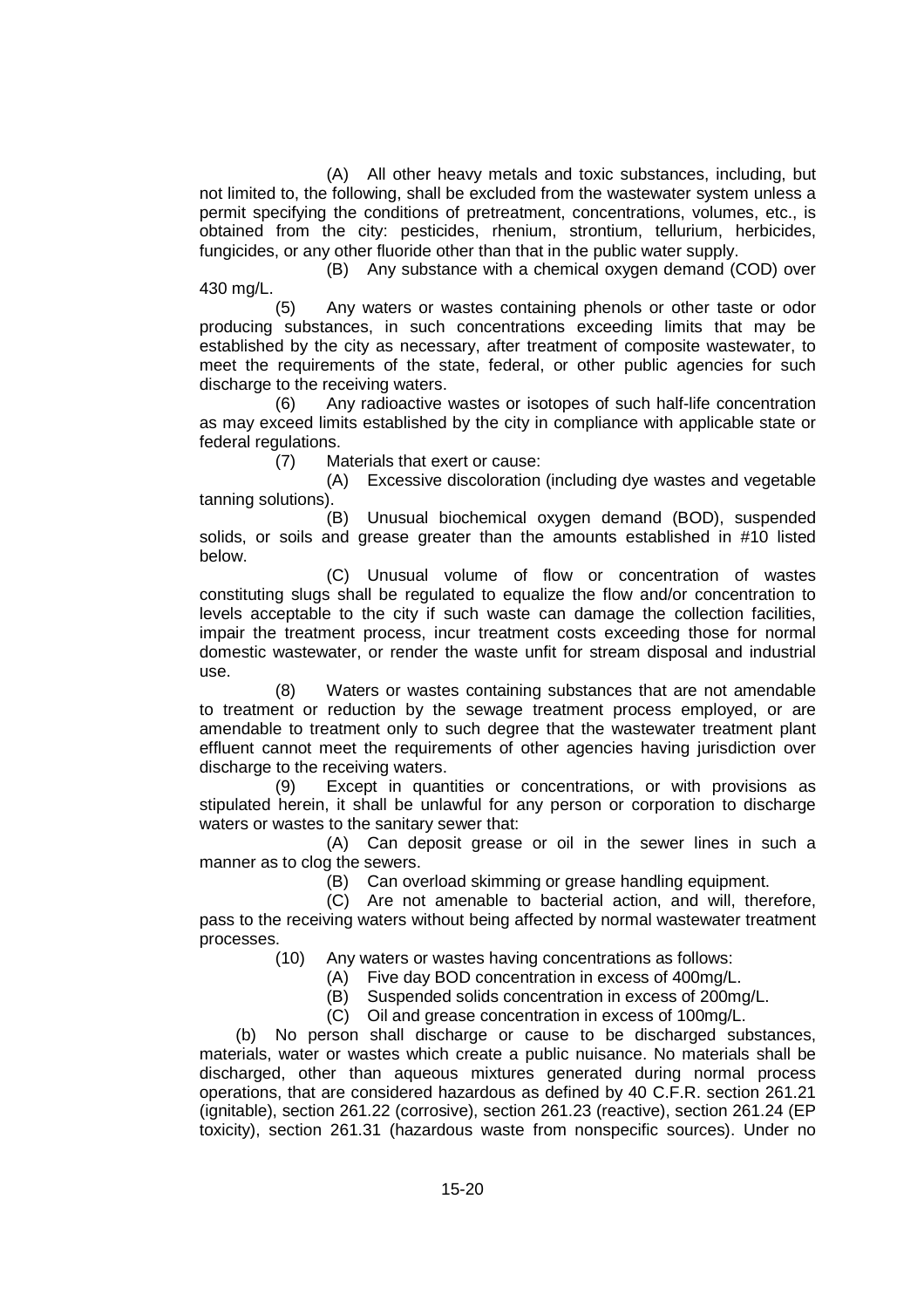(A) All other heavy metals and toxic substances, including, but not limited to, the following, shall be excluded from the wastewater system unless a permit specifying the conditions of pretreatment, concentrations, volumes, etc., is obtained from the city: pesticides, rhenium, strontium, tellurium, herbicides, fungicides, or any other fluoride other than that in the public water supply.

(B) Any substance with a chemical oxygen demand (COD) over 430 mg/L.

(5) Any waters or wastes containing phenols or other taste or odor producing substances, in such concentrations exceeding limits that may be established by the city as necessary, after treatment of composite wastewater, to meet the requirements of the state, federal, or other public agencies for such discharge to the receiving waters.

(6) Any radioactive wastes or isotopes of such half-life concentration as may exceed limits established by the city in compliance with applicable state or federal regulations.

(7) Materials that exert or cause:

(A) Excessive discoloration (including dye wastes and vegetable tanning solutions).

(B) Unusual biochemical oxygen demand (BOD), suspended solids, or soils and grease greater than the amounts established in #10 listed below.

(C) Unusual volume of flow or concentration of wastes constituting slugs shall be regulated to equalize the flow and/or concentration to levels acceptable to the city if such waste can damage the collection facilities, impair the treatment process, incur treatment costs exceeding those for normal domestic wastewater, or render the waste unfit for stream disposal and industrial use.

(8) Waters or wastes containing substances that are not amendable to treatment or reduction by the sewage treatment process employed, or are amendable to treatment only to such degree that the wastewater treatment plant effluent cannot meet the requirements of other agencies having jurisdiction over discharge to the receiving waters.

(9) Except in quantities or concentrations, or with provisions as stipulated herein, it shall be unlawful for any person or corporation to discharge waters or wastes to the sanitary sewer that:

(A) Can deposit grease or oil in the sewer lines in such a manner as to clog the sewers.

(B) Can overload skimming or grease handling equipment.

(C) Are not amenable to bacterial action, and will, therefore, pass to the receiving waters without being affected by normal wastewater treatment processes.

(10) Any waters or wastes having concentrations as follows:

(A) Five day BOD concentration in excess of 400mg/L.

(B) Suspended solids concentration in excess of 200mg/L.

(C) Oil and grease concentration in excess of 100mg/L.

(b) No person shall discharge or cause to be discharged substances, materials, water or wastes which create a public nuisance. No materials shall be discharged, other than aqueous mixtures generated during normal process operations, that are considered hazardous as defined by 40 C.F.R. section 261.21 (ignitable), section 261.22 (corrosive), section 261.23 (reactive), section 261.24 (EP toxicity), section 261.31 (hazardous waste from nonspecific sources). Under no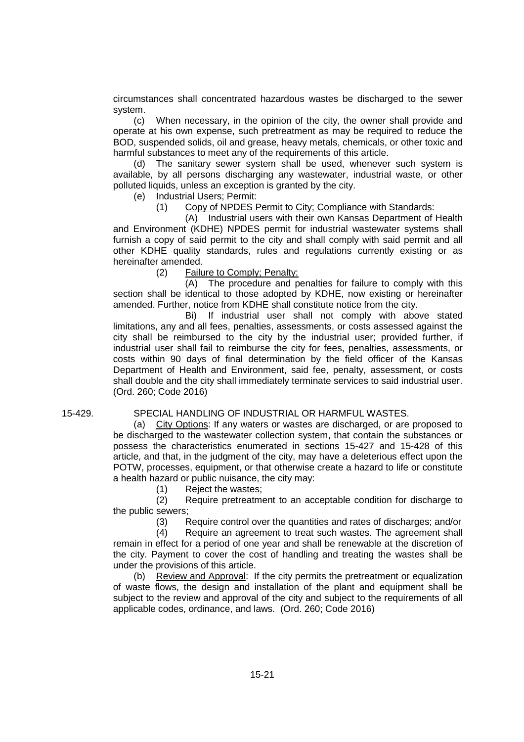circumstances shall concentrated hazardous wastes be discharged to the sewer system.

(c) When necessary, in the opinion of the city, the owner shall provide and operate at his own expense, such pretreatment as may be required to reduce the BOD, suspended solids, oil and grease, heavy metals, chemicals, or other toxic and harmful substances to meet any of the requirements of this article.

(d) The sanitary sewer system shall be used, whenever such system is available, by all persons discharging any wastewater, industrial waste, or other polluted liquids, unless an exception is granted by the city.

(e) Industrial Users; Permit:

(1) Copy of NPDES Permit to City; Compliance with Standards:

(A) Industrial users with their own Kansas Department of Health and Environment (KDHE) NPDES permit for industrial wastewater systems shall furnish a copy of said permit to the city and shall comply with said permit and all other KDHE quality standards, rules and regulations currently existing or as hereinafter amended.

(2) Failure to Comply; Penalty:

(A) The procedure and penalties for failure to comply with this section shall be identical to those adopted by KDHE, now existing or hereinafter amended. Further, notice from KDHE shall constitute notice from the city.

Bi) If industrial user shall not comply with above stated limitations, any and all fees, penalties, assessments, or costs assessed against the city shall be reimbursed to the city by the industrial user; provided further, if industrial user shall fail to reimburse the city for fees, penalties, assessments, or costs within 90 days of final determination by the field officer of the Kansas Department of Health and Environment, said fee, penalty, assessment, or costs shall double and the city shall immediately terminate services to said industrial user. (Ord. 260; Code 2016)

15-429. SPECIAL HANDLING OF INDUSTRIAL OR HARMFUL WASTES.

(a) City Options: If any waters or wastes are discharged, or are proposed to be discharged to the wastewater collection system, that contain the substances or possess the characteristics enumerated in sections 15-427 and 15-428 of this article, and that, in the judgment of the city, may have a deleterious effect upon the POTW, processes, equipment, or that otherwise create a hazard to life or constitute a health hazard or public nuisance, the city may:

(1) Reject the wastes;

(2) Require pretreatment to an acceptable condition for discharge to the public sewers;

(3) Require control over the quantities and rates of discharges; and/or

(4) Require an agreement to treat such wastes. The agreement shall remain in effect for a period of one year and shall be renewable at the discretion of the city. Payment to cover the cost of handling and treating the wastes shall be under the provisions of this article.

(b) Review and Approval: If the city permits the pretreatment or equalization of waste flows, the design and installation of the plant and equipment shall be subject to the review and approval of the city and subject to the requirements of all applicable codes, ordinance, and laws. (Ord. 260; Code 2016)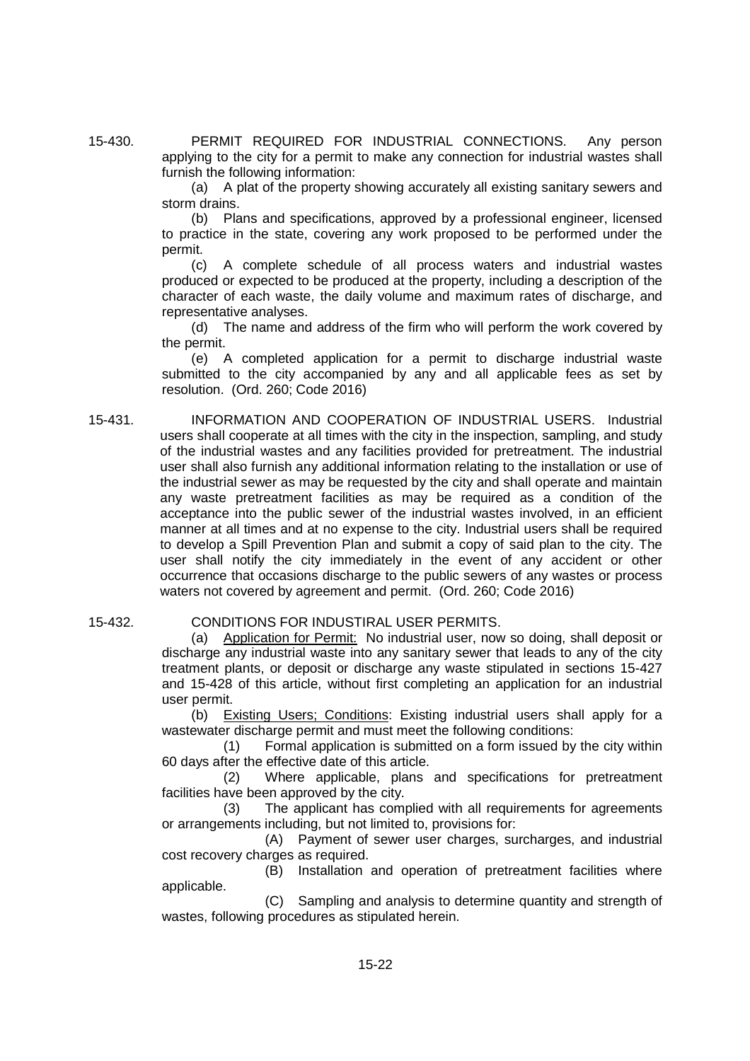**15-430. PERMIT REQUIRED FOR INDUSTRIAL CONNECTIONS.** Any person applying to the city for a permit to make any connection for industrial wastes shall furnish the following information:

(a) A plat of the property showing accurately all existing sanitary sewers and storm drains.

(b) Plans and specifications, approved by a professional engineer, licensed to practice in the state, covering any work proposed to be performed under the permit.

(c) A complete schedule of all process waters and industrial wastes produced or expected to be produced at the property, including a description of the character of each waste, the daily volume and maximum rates of discharge, and representative analyses.

(d) The name and address of the firm who will perform the work covered by the permit.

(e) A completed application for a permit to discharge industrial waste submitted to the city accompanied by any and all applicable fees as set by resolution. (Ord. 260; Code 2016)

**15-431. INFORMATION AND COOPERATION OF INDUSTRIAL USERS.** Industrial users shall cooperate at all times with the city in the inspection, sampling, and study of the industrial wastes and any facilities provided for pretreatment. The industrial user shall also furnish any additional information relating to the installation or use of the industrial sewer as may be requested by the city and shall operate and maintain any waste pretreatment facilities as may be required as a condition of the acceptance into the public sewer of the industrial wastes involved, in an efficient manner at all times and at no expense to the city. Industrial users shall be required to develop a Spill Prevention Plan and submit a copy of said plan to the city. The user shall notify the city immediately in the event of any accident or other occurrence that occasions discharge to the public sewers of any wastes or process waters not covered by agreement and permit. (Ord. 260; Code 2016)

**15-432. CONDITIONS FOR INDUSTIRAL USER PERMITS.**

(a) Application for Permit: No industrial user, now so doing, shall deposit or discharge any industrial waste into any sanitary sewer that leads to any of the city treatment plants, or deposit or discharge any waste stipulated in sections 15-427 and 15-428 of this article, without first completing an application for an industrial user permit.

(b) Existing Users; Conditions: Existing industrial users shall apply for a wastewater discharge permit and must meet the following conditions:

(1) Formal application is submitted on a form issued by the city within 60 days after the effective date of this article.

(2) Where applicable, plans and specifications for pretreatment facilities have been approved by the city.

(3) The applicant has complied with all requirements for agreements or arrangements including, but not limited to, provisions for:

(A) Payment of sewer user charges, surcharges, and industrial cost recovery charges as required.

(B) Installation and operation of pretreatment facilities where applicable.

(C) Sampling and analysis to determine quantity and strength of wastes, following procedures as stipulated herein.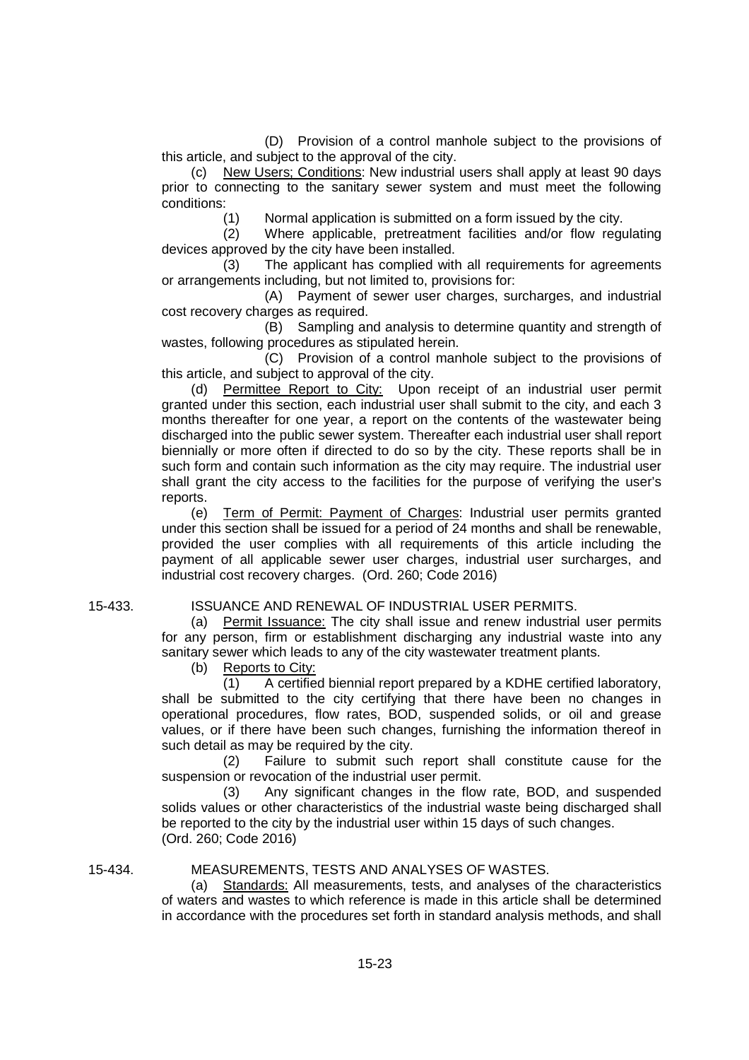(D) Provision of a control manhole subject to the provisions of this article, and subject to the approval of the city.

(c) New Users; Conditions: New industrial users shall apply at least 90 days prior to connecting to the sanitary sewer system and must meet the following conditions:

(1) Normal application is submitted on a form issued by the city.

(2) Where applicable, pretreatment facilities and/or flow regulating devices approved by the city have been installed.

(3) The applicant has complied with all requirements for agreements or arrangements including, but not limited to, provisions for:

(A) Payment of sewer user charges, surcharges, and industrial cost recovery charges as required.

(B) Sampling and analysis to determine quantity and strength of wastes, following procedures as stipulated herein.

(C) Provision of a control manhole subject to the provisions of this article, and subject to approval of the city.

(d) Permittee Report to City: Upon receipt of an industrial user permit granted under this section, each industrial user shall submit to the city, and each 3 months thereafter for one year, a report on the contents of the wastewater being discharged into the public sewer system. Thereafter each industrial user shall report biennially or more often if directed to do so by the city. These reports shall be in such form and contain such information as the city may require. The industrial user shall grant the city access to the facilities for the purpose of verifying the user's reports.

(e) Term of Permit: Payment of Charges: Industrial user permits granted under this section shall be issued for a period of 24 months and shall be renewable, provided the user complies with all requirements of this article including the payment of all applicable sewer user charges, industrial user surcharges, and industrial cost recovery charges. (Ord. 260; Code 2016)

15-433. ISSUANCE AND RENEWAL OF INDUSTRIAL USER PERMITS.

(a) Permit Issuance: The city shall issue and renew industrial user permits for any person, firm or establishment discharging any industrial waste into any sanitary sewer which leads to any of the city wastewater treatment plants.

(b) Reports to City:

(1) A certified biennial report prepared by a KDHE certified laboratory, shall be submitted to the city certifying that there have been no changes in operational procedures, flow rates, BOD, suspended solids, or oil and grease values, or if there have been such changes, furnishing the information thereof in such detail as may be required by the city.

(2) Failure to submit such report shall constitute cause for the suspension or revocation of the industrial user permit.

(3) Any significant changes in the flow rate, BOD, and suspended solids values or other characteristics of the industrial waste being discharged shall be reported to the city by the industrial user within 15 days of such changes. (Ord. 260; Code 2016)

15-434. MEASUREMENTS, TESTS AND ANALYSES OF WASTES.

(a) Standards: All measurements, tests, and analyses of the characteristics of waters and wastes to which reference is made in this article shall be determined in accordance with the procedures set forth in standard analysis methods, and shall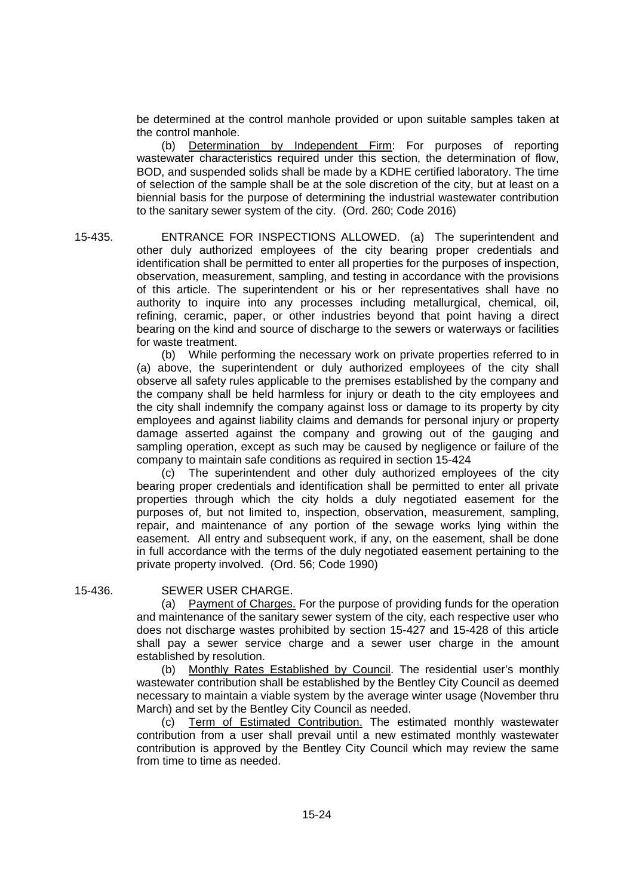be determined at the control manhole provided or upon suitable samples taken at the control manhole.

(b) Determination by Independent Firm: For purposes of reporting wastewater characteristics required under this section, the determination of flow, BOD, and suspended solids shall be made by a KDHE certified laboratory. The time of selection of the sample shall be at the sole discretion of the city, but at least on a biennial basis for the purpose of determining the industrial wastewater contribution to the sanitary sewer system of the city. (Ord. 260; Code 2016)

15-435. ENTRANCE FOR INSPECTIONS ALLOWED. (a) The superintendent and other duly authorized employees of the city bearing proper credentials and identification shall be permitted to enter all properties for the purposes of inspection, observation, measurement, sampling, and testing in accordance with the provisions of this article. The superintendent or his or her representatives shall have no authority to inquire into any processes including metallurgical, chemical, oil, refining, ceramic, paper, or other industries beyond that point having a direct bearing on the kind and source of discharge to the sewers or waterways or facilities for waste treatment.

(b) While performing the necessary work on private properties referred to in (a) above, the superintendent or duly authorized employees of the city shall observe all safety rules applicable to the premises established by the company and the company shall be held harmless for injury or death to the city employees and the city shall indemnify the company against loss or damage to its property by city employees and against liability claims and demands for personal injury or property damage asserted against the company and growing out of the gauging and sampling operation, except as such may be caused by negligence or failure of the company to maintain safe conditions as required in section 15-424

(c) The superintendent and other duly authorized employees of the city bearing proper credentials and identification shall be permitted to enter all private properties through which the city holds a duly negotiated easement for the purposes of, but not limited to, inspection, observation, measurement, sampling, repair, and maintenance of any portion of the sewage works lying within the easement. All entry and subsequent work, if any, on the easement, shall be done in full accordance with the terms of the duly negotiated easement pertaining to the private property involved. (Ord. 56; Code 1990)

15-436. SEWER USER CHARGE.

(a) Payment of Charges. For the purpose of providing funds for the operation and maintenance of the sanitary sewer system of the city, each respective user who does not discharge wastes prohibited by section 15-427 and 15-428 of this article shall pay a sewer service charge and a sewer user charge in the amount established by resolution.

(b) Monthly Rates Established by Council. The residential user's monthly wastewater contribution shall be established by the Bentley City Council as deemed necessary to maintain a viable system by the average winter usage (November thru March) and set by the Bentley City Council as needed.

(c) Term of Estimated Contribution. The estimated monthly wastewater contribution from a user shall prevail until a new estimated monthly wastewater contribution is approved by the Bentley City Council which may review the same from time to time as needed.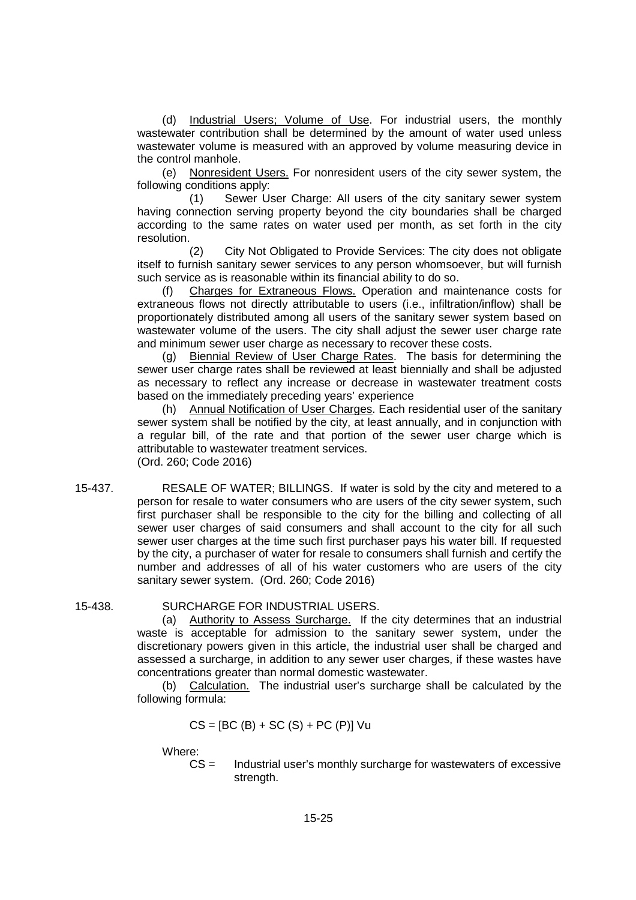(d) Industrial Users; Volume of Use. For industrial users, the monthly wastewater contribution shall be determined by the amount of water used unless wastewater volume is measured with an approved by volume measuring device in the control manhole.

(e) Nonresident Users. For nonresident users of the city sewer system, the following conditions apply:

(1) Sewer User Charge: All users of the city sanitary sewer system having connection serving property beyond the city boundaries shall be charged according to the same rates on water used per month, as set forth in the city resolution.

(2) City Not Obligated to Provide Services: The city does not obligate itself to furnish sanitary sewer services to any person whomsoever, but will furnish such service as is reasonable within its financial ability to do so.

(f) Charges for Extraneous Flows. Operation and maintenance costs for extraneous flows not directly attributable to users (i.e., infiltration/inflow) shall be proportionately distributed among all users of the sanitary sewer system based on wastewater volume of the users. The city shall adjust the sewer user charge rate and minimum sewer user charge as necessary to recover these costs.

(g) Biennial Review of User Charge Rates. The basis for determining the sewer user charge rates shall be reviewed at least biennially and shall be adjusted as necessary to reflect any increase or decrease in wastewater treatment costs based on the immediately preceding years' experience

(h) Annual Notification of User Charges. Each residential user of the sanitary sewer system shall be notified by the city, at least annually, and in conjunction with a regular bill, of the rate and that portion of the sewer user charge which is attributable to wastewater treatment services.

(Ord. 260; Code 2016)

15-437. RESALE OF WATER; BILLINGS. If water is sold by the city and metered to a person for resale to water consumers who are users of the city sewer system, such first purchaser shall be responsible to the city for the billing and collecting of all sewer user charges of said consumers and shall account to the city for all such sewer user charges at the time such first purchaser pays his water bill. If requested by the city, a purchaser of water for resale to consumers shall furnish and certify the number and addresses of all of his water customers who are users of the city sanitary sewer system. (Ord. 260; Code 2016)

15-438. SURCHARGE FOR INDUSTRIAL USERS.

(a) Authority to Assess Surcharge. If the city determines that an industrial waste is acceptable for admission to the sanitary sewer system, under the discretionary powers given in this article, the industrial user shall be charged and assessed a surcharge, in addition to any sewer user charges, if these wastes have concentrations greater than normal domestic wastewater.

(b) Calculation. The industrial user's surcharge shall be calculated by the following formula:

$$CS = [BC\ (B) + SC\ (S) + PC\ (P)]\ Vu$$

Where:

CS = Industrial user's monthly surcharge for wastewaters of excessive strength.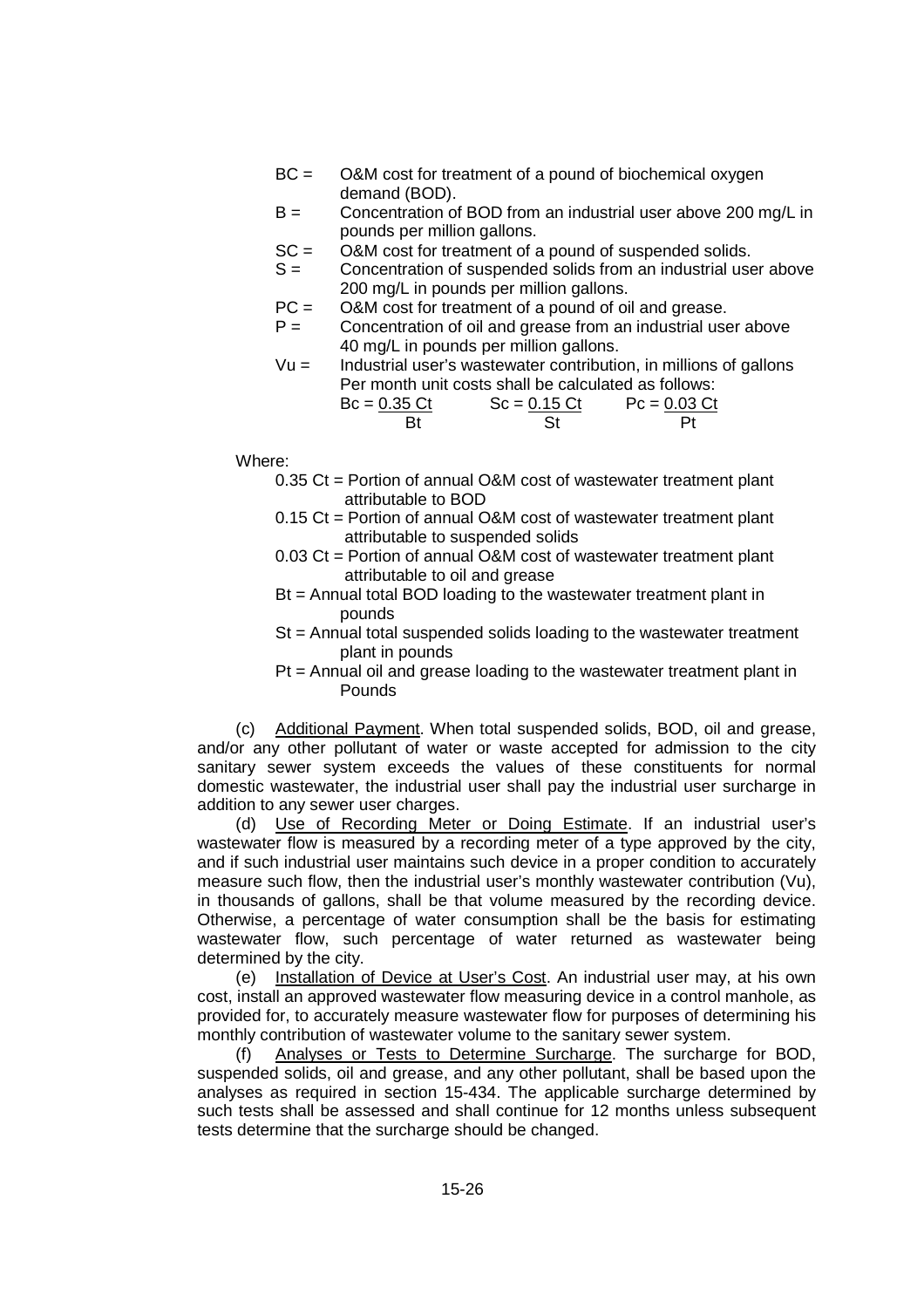- BC = O&M cost for treatment of a pound of biochemical oxygen demand (BOD).
- B = Concentration of BOD from an industrial user above 200 mg/L in pounds per million gallons.
- SC = O&M cost for treatment of a pound of suspended solids.
- S = Concentration of suspended solids from an industrial user above 200 mg/L in pounds per million gallons.
- PC = O&M cost for treatment of a pound of oil and grease.
- P = Concentration of oil and grease from an industrial user above 40 mg/L in pounds per million gallons.
- Vu = Industrial user's wastewater contribution, in millions of gallons

Per month unit costs shall be calculated as follows:

$$Bc = \frac{0.35\ Ct}{Bt} \qquad Sc = \frac{0.15\ Ct}{St} \qquad Pc = \frac{0.03\ Ct}{Pt}$$

Where:

- 0.35 Ct = Portion of annual O&M cost of wastewater treatment plant attributable to BOD
- 0.15 Ct = Portion of annual O&M cost of wastewater treatment plant attributable to suspended solids
- 0.03 Ct = Portion of annual O&M cost of wastewater treatment plant attributable to oil and grease
- Bt = Annual total BOD loading to the wastewater treatment plant in pounds
- St = Annual total suspended solids loading to the wastewater treatment plant in pounds
- Pt = Annual oil and grease loading to the wastewater treatment plant in Pounds

(c) Additional Payment. When total suspended solids, BOD, oil and grease, and/or any other pollutant of water or waste accepted for admission to the city sanitary sewer system exceeds the values of these constituents for normal domestic wastewater, the industrial user shall pay the industrial user surcharge in addition to any sewer user charges.

(d) Use of Recording Meter or Doing Estimate. If an industrial user's wastewater flow is measured by a recording meter of a type approved by the city, and if such industrial user maintains such device in a proper condition to accurately measure such flow, then the industrial user's monthly wastewater contribution (Vu), in thousands of gallons, shall be that volume measured by the recording device. Otherwise, a percentage of water consumption shall be the basis for estimating wastewater flow, such percentage of water returned as wastewater being determined by the city.

(e) Installation of Device at User's Cost. An industrial user may, at his own cost, install an approved wastewater flow measuring device in a control manhole, as provided for, to accurately measure wastewater flow for purposes of determining his monthly contribution of wastewater volume to the sanitary sewer system.

(f) Analyses or Tests to Determine Surcharge. The surcharge for BOD, suspended solids, oil and grease, and any other pollutant, shall be based upon the analyses as required in section 15-434. The applicable surcharge determined by such tests shall be assessed and shall continue for 12 months unless subsequent tests determine that the surcharge should be changed.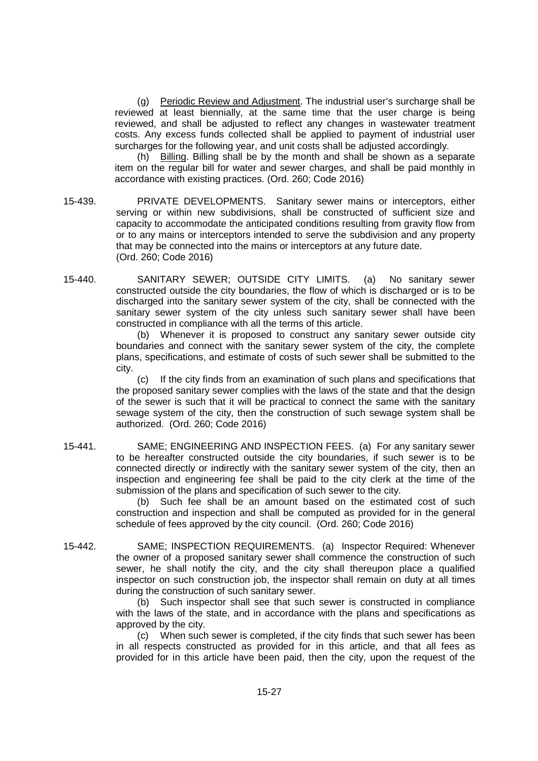(g) Periodic Review and Adjustment. The industrial user's surcharge shall be reviewed at least biennially, at the same time that the user charge is being reviewed, and shall be adjusted to reflect any changes in wastewater treatment costs. Any excess funds collected shall be applied to payment of industrial user surcharges for the following year, and unit costs shall be adjusted accordingly.

(h) Billing. Billing shall be by the month and shall be shown as a separate item on the regular bill for water and sewer charges, and shall be paid monthly in accordance with existing practices. (Ord. 260; Code 2016)

15-439. PRIVATE DEVELOPMENTS. Sanitary sewer mains or interceptors, either serving or within new subdivisions, shall be constructed of sufficient size and capacity to accommodate the anticipated conditions resulting from gravity flow from or to any mains or interceptors intended to serve the subdivision and any property that may be connected into the mains or interceptors at any future date. (Ord. 260; Code 2016)

15-440. SANITARY SEWER; OUTSIDE CITY LIMITS. (a) No sanitary sewer constructed outside the city boundaries, the flow of which is discharged or is to be discharged into the sanitary sewer system of the city, shall be connected with the sanitary sewer system of the city unless such sanitary sewer shall have been constructed in compliance with all the terms of this article.

(b) Whenever it is proposed to construct any sanitary sewer outside city boundaries and connect with the sanitary sewer system of the city, the complete plans, specifications, and estimate of costs of such sewer shall be submitted to the city.

(c) If the city finds from an examination of such plans and specifications that the proposed sanitary sewer complies with the laws of the state and that the design of the sewer is such that it will be practical to connect the same with the sanitary sewage system of the city, then the construction of such sewage system shall be authorized. (Ord. 260; Code 2016)

15-441. SAME; ENGINEERING AND INSPECTION FEES. (a) For any sanitary sewer to be hereafter constructed outside the city boundaries, if such sewer is to be connected directly or indirectly with the sanitary sewer system of the city, then an inspection and engineering fee shall be paid to the city clerk at the time of the submission of the plans and specification of such sewer to the city.

(b) Such fee shall be an amount based on the estimated cost of such construction and inspection and shall be computed as provided for in the general schedule of fees approved by the city council. (Ord. 260; Code 2016)

15-442. SAME; INSPECTION REQUIREMENTS. (a) Inspector Required: Whenever the owner of a proposed sanitary sewer shall commence the construction of such sewer, he shall notify the city, and the city shall thereupon place a qualified inspector on such construction job, the inspector shall remain on duty at all times during the construction of such sanitary sewer.

(b) Such inspector shall see that such sewer is constructed in compliance with the laws of the state, and in accordance with the plans and specifications as approved by the city.

(c) When such sewer is completed, if the city finds that such sewer has been in all respects constructed as provided for in this article, and that all fees as provided for in this article have been paid, then the city, upon the request of the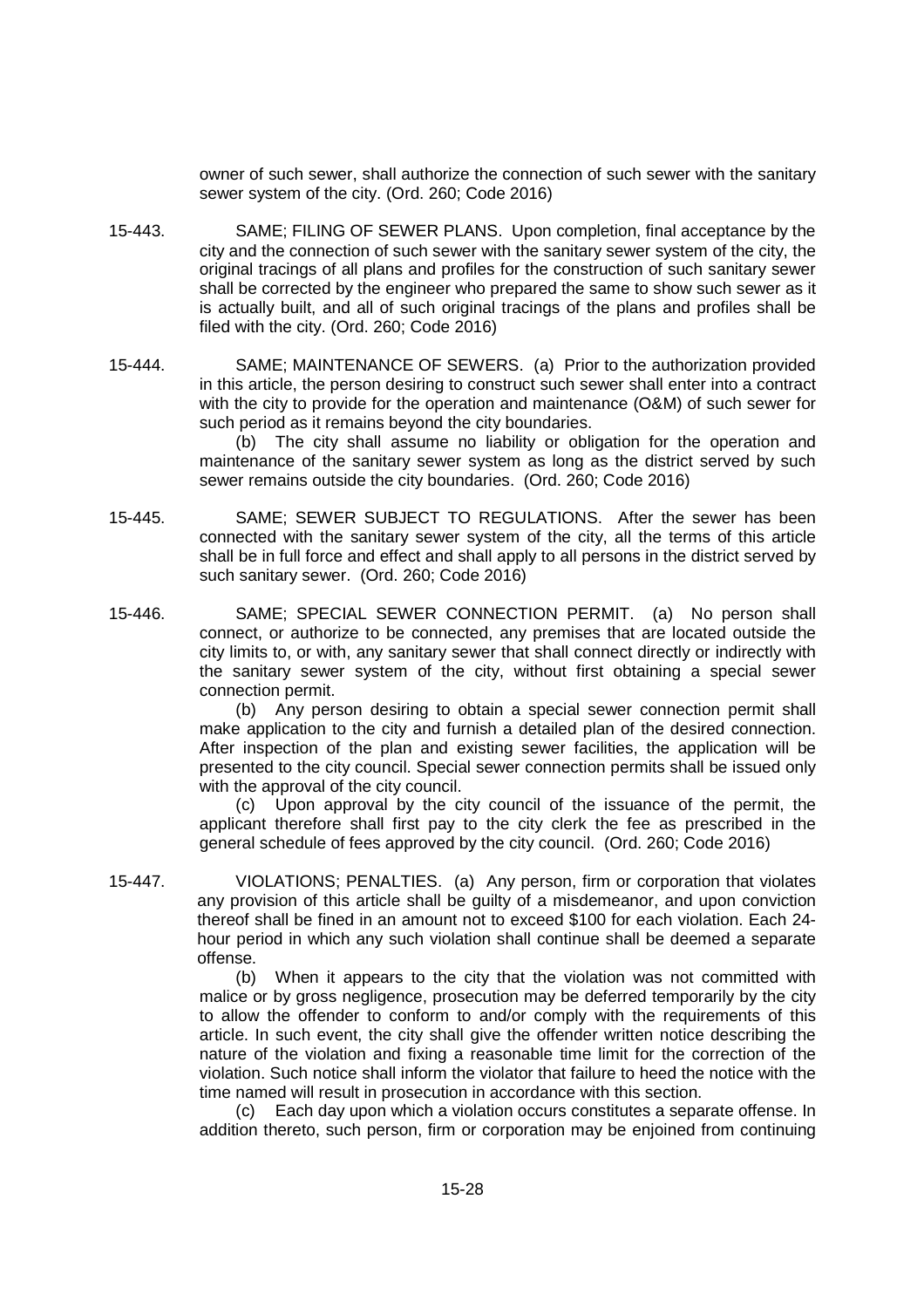owner of such sewer, shall authorize the connection of such sewer with the sanitary sewer system of the city. (Ord. 260; Code 2016)

15-443. SAME; FILING OF SEWER PLANS. Upon completion, final acceptance by the city and the connection of such sewer with the sanitary sewer system of the city, the original tracings of all plans and profiles for the construction of such sanitary sewer shall be corrected by the engineer who prepared the same to show such sewer as it is actually built, and all of such original tracings of the plans and profiles shall be filed with the city. (Ord. 260; Code 2016)

15-444. SAME; MAINTENANCE OF SEWERS. (a) Prior to the authorization provided in this article, the person desiring to construct such sewer shall enter into a contract with the city to provide for the operation and maintenance (O&M) of such sewer for such period as it remains beyond the city boundaries.

(b) The city shall assume no liability or obligation for the operation and maintenance of the sanitary sewer system as long as the district served by such sewer remains outside the city boundaries. (Ord. 260; Code 2016)

15-445. SAME; SEWER SUBJECT TO REGULATIONS. After the sewer has been connected with the sanitary sewer system of the city, all the terms of this article shall be in full force and effect and shall apply to all persons in the district served by such sanitary sewer. (Ord. 260; Code 2016)

15-446. SAME; SPECIAL SEWER CONNECTION PERMIT. (a) No person shall connect, or authorize to be connected, any premises that are located outside the city limits to, or with, any sanitary sewer that shall connect directly or indirectly with the sanitary sewer system of the city, without first obtaining a special sewer connection permit.

(b) Any person desiring to obtain a special sewer connection permit shall make application to the city and furnish a detailed plan of the desired connection. After inspection of the plan and existing sewer facilities, the application will be presented to the city council. Special sewer connection permits shall be issued only with the approval of the city council.

(c) Upon approval by the city council of the issuance of the permit, the applicant therefore shall first pay to the city clerk the fee as prescribed in the general schedule of fees approved by the city council. (Ord. 260; Code 2016)

15-447. VIOLATIONS; PENALTIES. (a) Any person, firm or corporation that violates any provision of this article shall be guilty of a misdemeanor, and upon conviction thereof shall be fined in an amount not to exceed $100 for each violation. Each 24-hour period in which any such violation shall continue shall be deemed a separate offense.

(b) When it appears to the city that the violation was not committed with malice or by gross negligence, prosecution may be deferred temporarily by the city to allow the offender to conform to and/or comply with the requirements of this article. In such event, the city shall give the offender written notice describing the nature of the violation and fixing a reasonable time limit for the correction of the violation. Such notice shall inform the violator that failure to heed the notice with the time named will result in prosecution in accordance with this section.

(c) Each day upon which a violation occurs constitutes a separate offense. In addition thereto, such person, firm or corporation may be enjoined from continuing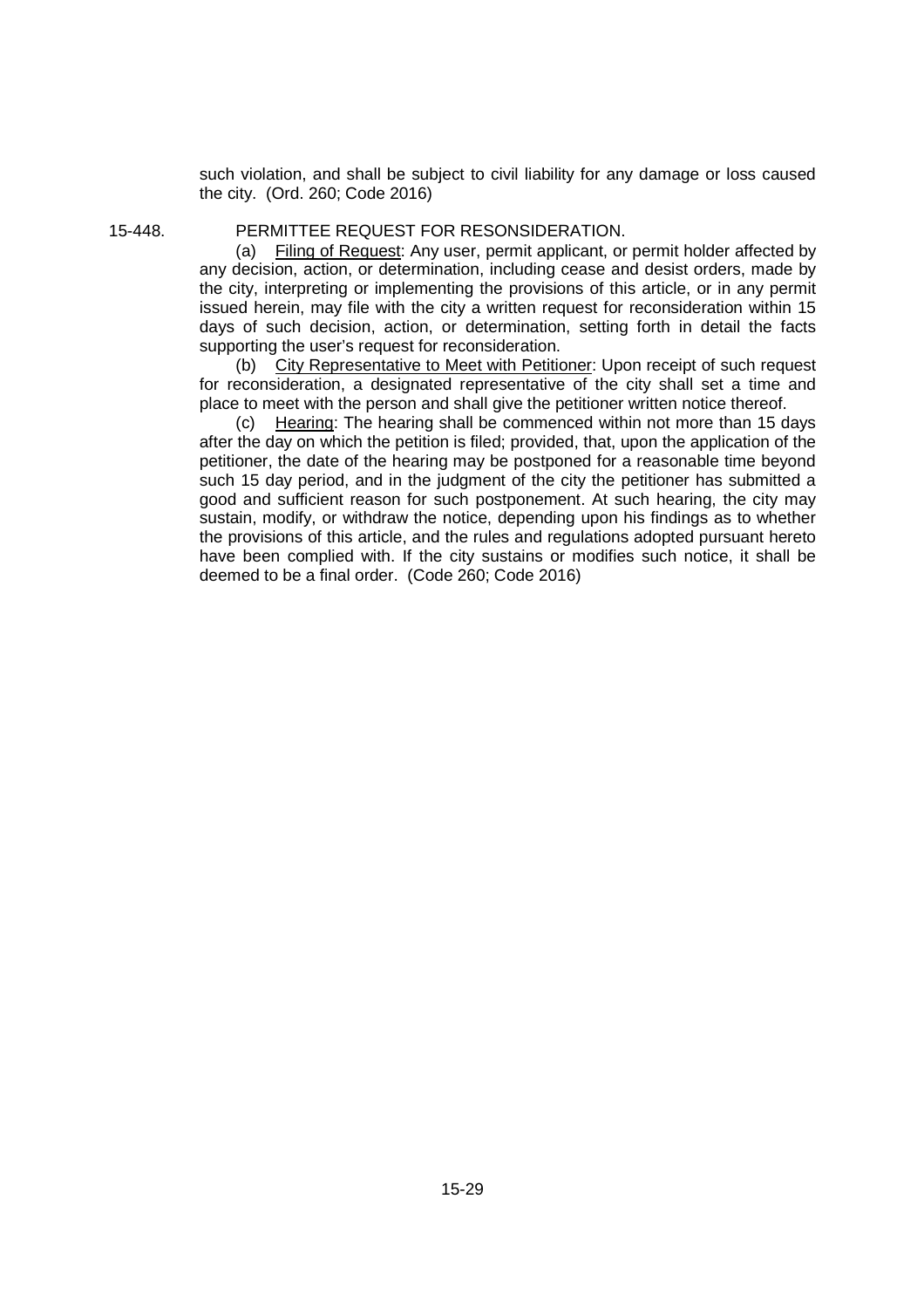such violation, and shall be subject to civil liability for any damage or loss caused the city. (Ord. 260; Code 2016)

15-448. PERMITTEE REQUEST FOR RESONSIDERATION.

(a) Filing of Request: Any user, permit applicant, or permit holder affected by any decision, action, or determination, including cease and desist orders, made by the city, interpreting or implementing the provisions of this article, or in any permit issued herein, may file with the city a written request for reconsideration within 15 days of such decision, action, or determination, setting forth in detail the facts supporting the user's request for reconsideration.

(b) City Representative to Meet with Petitioner: Upon receipt of such request for reconsideration, a designated representative of the city shall set a time and place to meet with the person and shall give the petitioner written notice thereof.

(c) Hearing: The hearing shall be commenced within not more than 15 days after the day on which the petition is filed; provided, that, upon the application of the petitioner, the date of the hearing may be postponed for a reasonable time beyond such 15 day period, and in the judgment of the city the petitioner has submitted a good and sufficient reason for such postponement. At such hearing, the city may sustain, modify, or withdraw the notice, depending upon his findings as to whether the provisions of this article, and the rules and regulations adopted pursuant hereto have been complied with. If the city sustains or modifies such notice, it shall be deemed to be a final order. (Code 260; Code 2016)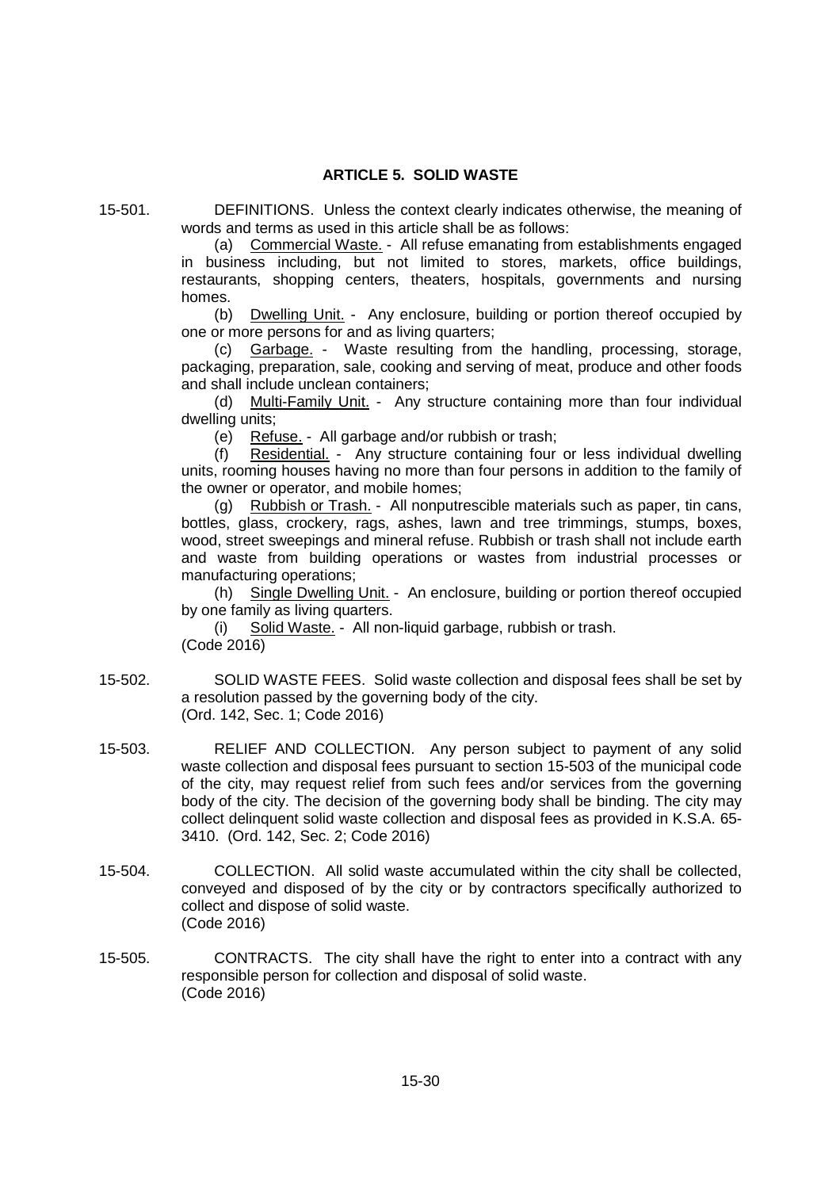## ARTICLE 5. SOLID WASTE

15-501. DEFINITIONS. Unless the context clearly indicates otherwise, the meaning of words and terms as used in this article shall be as follows:

(a) Commercial Waste. - All refuse emanating from establishments engaged in business including, but not limited to stores, markets, office buildings, restaurants, shopping centers, theaters, hospitals, governments and nursing homes.

(b) Dwelling Unit. - Any enclosure, building or portion thereof occupied by one or more persons for and as living quarters;

(c) Garbage. - Waste resulting from the handling, processing, storage, packaging, preparation, sale, cooking and serving of meat, produce and other foods and shall include unclean containers;

(d) Multi-Family Unit. - Any structure containing more than four individual dwelling units;

(e) Refuse. - All garbage and/or rubbish or trash;

(f) Residential. - Any structure containing four or less individual dwelling units, rooming houses having no more than four persons in addition to the family of the owner or operator, and mobile homes;

(g) Rubbish or Trash. - All nonputrescible materials such as paper, tin cans, bottles, glass, crockery, rags, ashes, lawn and tree trimmings, stumps, boxes, wood, street sweepings and mineral refuse. Rubbish or trash shall not include earth and waste from building operations or wastes from industrial processes or manufacturing operations;

(h) Single Dwelling Unit. - An enclosure, building or portion thereof occupied by one family as living quarters.

(i) Solid Waste. - All non-liquid garbage, rubbish or trash.

(Code 2016)

15-502. SOLID WASTE FEES. Solid waste collection and disposal fees shall be set by a resolution passed by the governing body of the city.
(Ord. 142, Sec. 1; Code 2016)

15-503. RELIEF AND COLLECTION. Any person subject to payment of any solid waste collection and disposal fees pursuant to section 15-503 of the municipal code of the city, may request relief from such fees and/or services from the governing body of the city. The decision of the governing body shall be binding. The city may collect delinquent solid waste collection and disposal fees as provided in K.S.A. 65-3410. (Ord. 142, Sec. 2; Code 2016)

15-504. COLLECTION. All solid waste accumulated within the city shall be collected, conveyed and disposed of by the city or by contractors specifically authorized to collect and dispose of solid waste.
(Code 2016)

15-505. CONTRACTS. The city shall have the right to enter into a contract with any responsible person for collection and disposal of solid waste.
(Code 2016)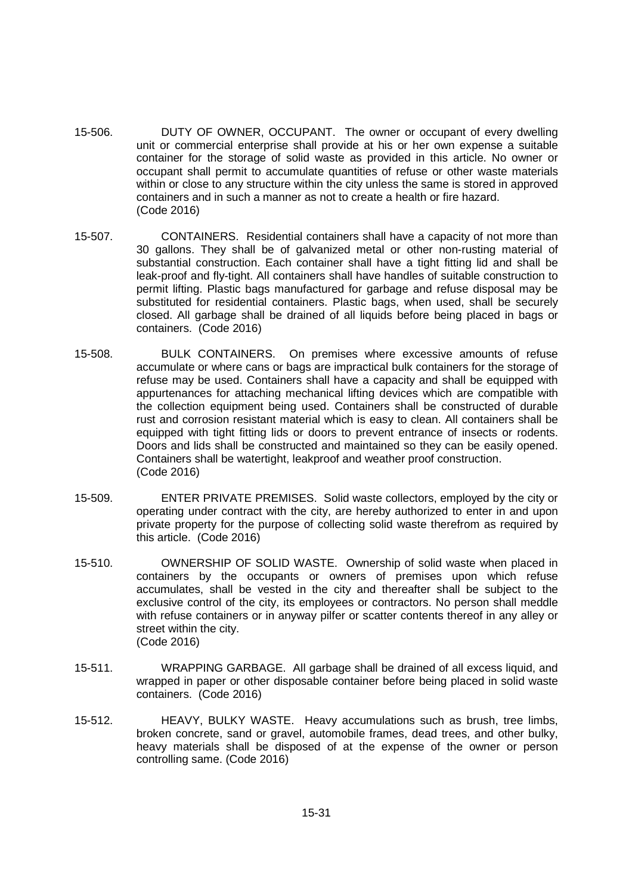15-506. DUTY OF OWNER, OCCUPANT. The owner or occupant of every dwelling unit or commercial enterprise shall provide at his or her own expense a suitable container for the storage of solid waste as provided in this article. No owner or occupant shall permit to accumulate quantities of refuse or other waste materials within or close to any structure within the city unless the same is stored in approved containers and in such a manner as not to create a health or fire hazard.
(Code 2016)

15-507. CONTAINERS. Residential containers shall have a capacity of not more than 30 gallons. They shall be of galvanized metal or other non-rusting material of substantial construction. Each container shall have a tight fitting lid and shall be leak-proof and fly-tight. All containers shall have handles of suitable construction to permit lifting. Plastic bags manufactured for garbage and refuse disposal may be substituted for residential containers. Plastic bags, when used, shall be securely closed. All garbage shall be drained of all liquids before being placed in bags or containers. (Code 2016)

15-508. BULK CONTAINERS. On premises where excessive amounts of refuse accumulate or where cans or bags are impractical bulk containers for the storage of refuse may be used. Containers shall have a capacity and shall be equipped with appurtenances for attaching mechanical lifting devices which are compatible with the collection equipment being used. Containers shall be constructed of durable rust and corrosion resistant material which is easy to clean. All containers shall be equipped with tight fitting lids or doors to prevent entrance of insects or rodents. Doors and lids shall be constructed and maintained so they can be easily opened. Containers shall be watertight, leakproof and weather proof construction.
(Code 2016)

15-509. ENTER PRIVATE PREMISES. Solid waste collectors, employed by the city or operating under contract with the city, are hereby authorized to enter in and upon private property for the purpose of collecting solid waste therefrom as required by this article. (Code 2016)

15-510. OWNERSHIP OF SOLID WASTE. Ownership of solid waste when placed in containers by the occupants or owners of premises upon which refuse accumulates, shall be vested in the city and thereafter shall be subject to the exclusive control of the city, its employees or contractors. No person shall meddle with refuse containers or in anyway pilfer or scatter contents thereof in any alley or street within the city.
(Code 2016)

15-511. WRAPPING GARBAGE. All garbage shall be drained of all excess liquid, and wrapped in paper or other disposable container before being placed in solid waste containers. (Code 2016)

15-512. HEAVY, BULKY WASTE. Heavy accumulations such as brush, tree limbs, broken concrete, sand or gravel, automobile frames, dead trees, and other bulky, heavy materials shall be disposed of at the expense of the owner or person controlling same. (Code 2016)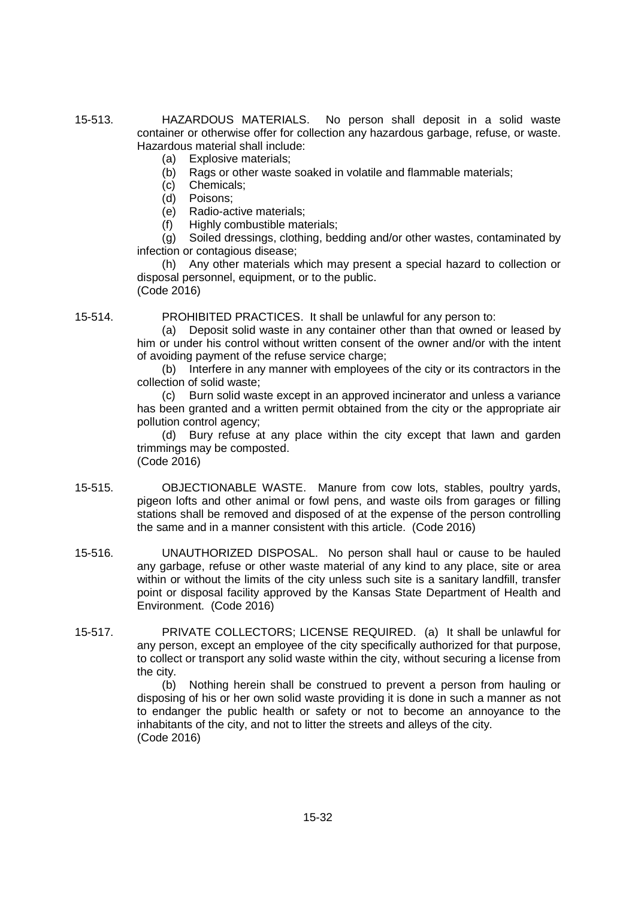15-513. HAZARDOUS MATERIALS. No person shall deposit in a solid waste container or otherwise offer for collection any hazardous garbage, refuse, or waste. Hazardous material shall include:

(a) Explosive materials;

(b) Rags or other waste soaked in volatile and flammable materials;

(c) Chemicals;

(d) Poisons;

(e) Radio-active materials;

(f) Highly combustible materials;

(g) Soiled dressings, clothing, bedding and/or other wastes, contaminated by infection or contagious disease;

(h) Any other materials which may present a special hazard to collection or disposal personnel, equipment, or to the public.

(Code 2016)

15-514. PROHIBITED PRACTICES. It shall be unlawful for any person to:

(a) Deposit solid waste in any container other than that owned or leased by him or under his control without written consent of the owner and/or with the intent of avoiding payment of the refuse service charge;

(b) Interfere in any manner with employees of the city or its contractors in the collection of solid waste;

(c) Burn solid waste except in an approved incinerator and unless a variance has been granted and a written permit obtained from the city or the appropriate air pollution control agency;

(d) Bury refuse at any place within the city except that lawn and garden trimmings may be composted.

(Code 2016)

15-515. OBJECTIONABLE WASTE. Manure from cow lots, stables, poultry yards, pigeon lofts and other animal or fowl pens, and waste oils from garages or filling stations shall be removed and disposed of at the expense of the person controlling the same and in a manner consistent with this article. (Code 2016)

15-516. UNAUTHORIZED DISPOSAL. No person shall haul or cause to be hauled any garbage, refuse or other waste material of any kind to any place, site or area within or without the limits of the city unless such site is a sanitary landfill, transfer point or disposal facility approved by the Kansas State Department of Health and Environment. (Code 2016)

15-517. PRIVATE COLLECTORS; LICENSE REQUIRED. (a) It shall be unlawful for any person, except an employee of the city specifically authorized for that purpose, to collect or transport any solid waste within the city, without securing a license from the city.

(b) Nothing herein shall be construed to prevent a person from hauling or disposing of his or her own solid waste providing it is done in such a manner as not to endanger the public health or safety or not to become an annoyance to the inhabitants of the city, and not to litter the streets and alleys of the city.

(Code 2016)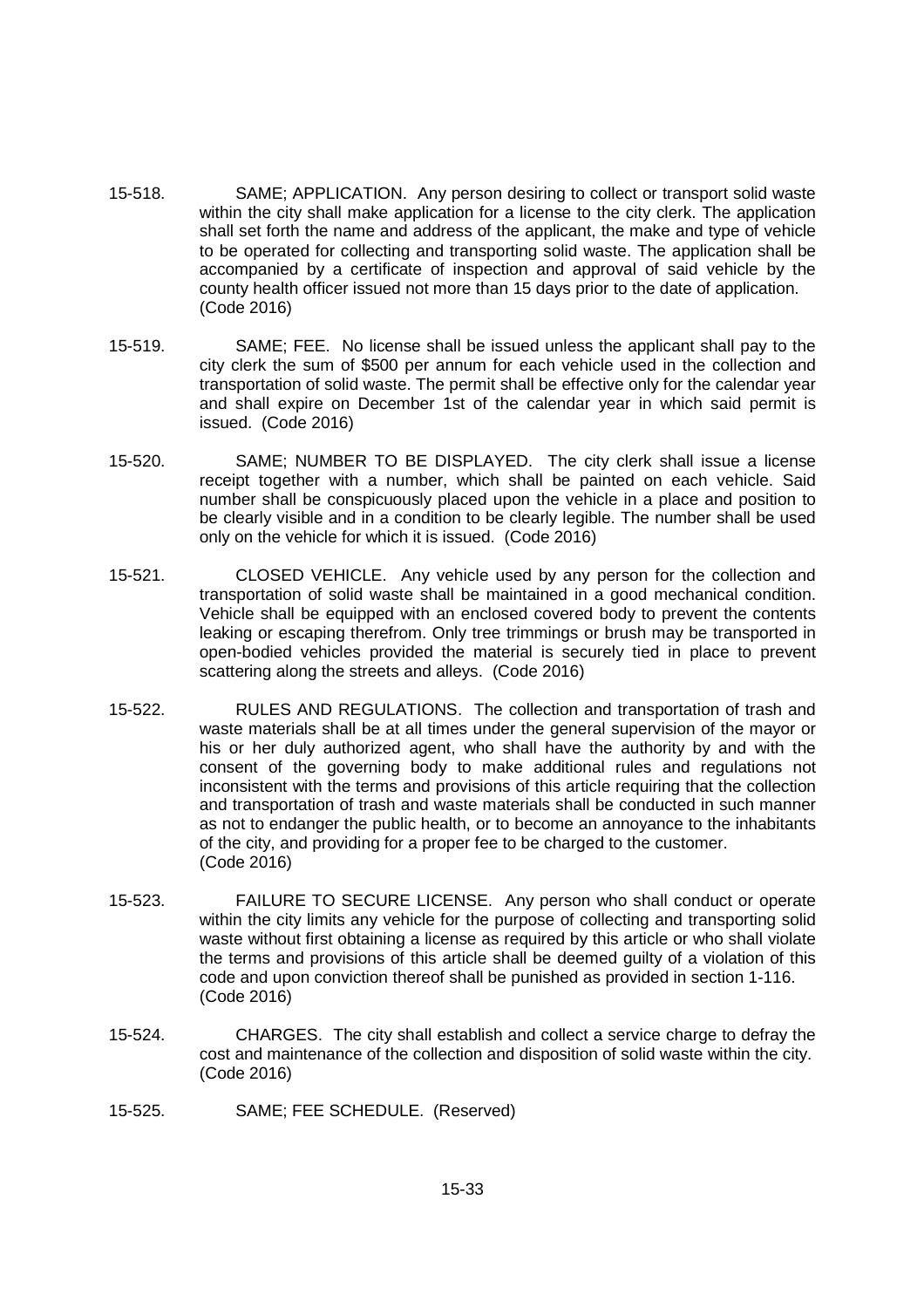15-518. SAME; APPLICATION. Any person desiring to collect or transport solid waste within the city shall make application for a license to the city clerk. The application shall set forth the name and address of the applicant, the make and type of vehicle to be operated for collecting and transporting solid waste. The application shall be accompanied by a certificate of inspection and approval of said vehicle by the county health officer issued not more than 15 days prior to the date of application. (Code 2016)

15-519. SAME; FEE. No license shall be issued unless the applicant shall pay to the city clerk the sum of $500 per annum for each vehicle used in the collection and transportation of solid waste. The permit shall be effective only for the calendar year and shall expire on December 1st of the calendar year in which said permit is issued. (Code 2016)

15-520. SAME; NUMBER TO BE DISPLAYED. The city clerk shall issue a license receipt together with a number, which shall be painted on each vehicle. Said number shall be conspicuously placed upon the vehicle in a place and position to be clearly visible and in a condition to be clearly legible. The number shall be used only on the vehicle for which it is issued. (Code 2016)

15-521. CLOSED VEHICLE. Any vehicle used by any person for the collection and transportation of solid waste shall be maintained in a good mechanical condition. Vehicle shall be equipped with an enclosed covered body to prevent the contents leaking or escaping therefrom. Only tree trimmings or brush may be transported in open-bodied vehicles provided the material is securely tied in place to prevent scattering along the streets and alleys. (Code 2016)

15-522. RULES AND REGULATIONS. The collection and transportation of trash and waste materials shall be at all times under the general supervision of the mayor or his or her duly authorized agent, who shall have the authority by and with the consent of the governing body to make additional rules and regulations not inconsistent with the terms and provisions of this article requiring that the collection and transportation of trash and waste materials shall be conducted in such manner as not to endanger the public health, or to become an annoyance to the inhabitants of the city, and providing for a proper fee to be charged to the customer. (Code 2016)

15-523. FAILURE TO SECURE LICENSE. Any person who shall conduct or operate within the city limits any vehicle for the purpose of collecting and transporting solid waste without first obtaining a license as required by this article or who shall violate the terms and provisions of this article shall be deemed guilty of a violation of this code and upon conviction thereof shall be punished as provided in section 1-116. (Code 2016)

15-524. CHARGES. The city shall establish and collect a service charge to defray the cost and maintenance of the collection and disposition of solid waste within the city. (Code 2016)

15-525. SAME; FEE SCHEDULE. (Reserved)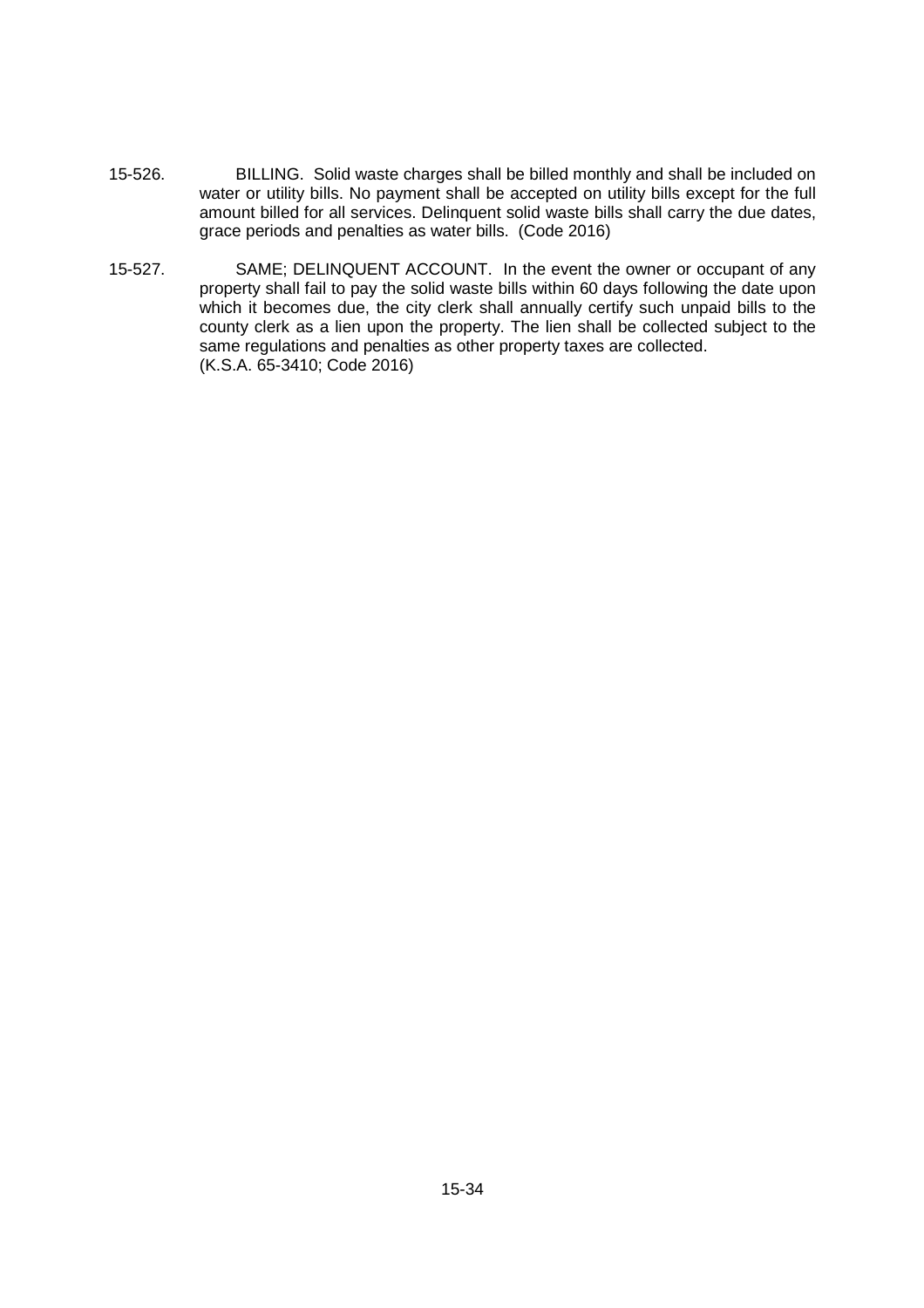15-526. BILLING. Solid waste charges shall be billed monthly and shall be included on water or utility bills. No payment shall be accepted on utility bills except for the full amount billed for all services. Delinquent solid waste bills shall carry the due dates, grace periods and penalties as water bills. (Code 2016)

15-527. SAME; DELINQUENT ACCOUNT. In the event the owner or occupant of any property shall fail to pay the solid waste bills within 60 days following the date upon which it becomes due, the city clerk shall annually certify such unpaid bills to the county clerk as a lien upon the property. The lien shall be collected subject to the same regulations and penalties as other property taxes are collected.
(K.S.A. 65-3410; Code 2016)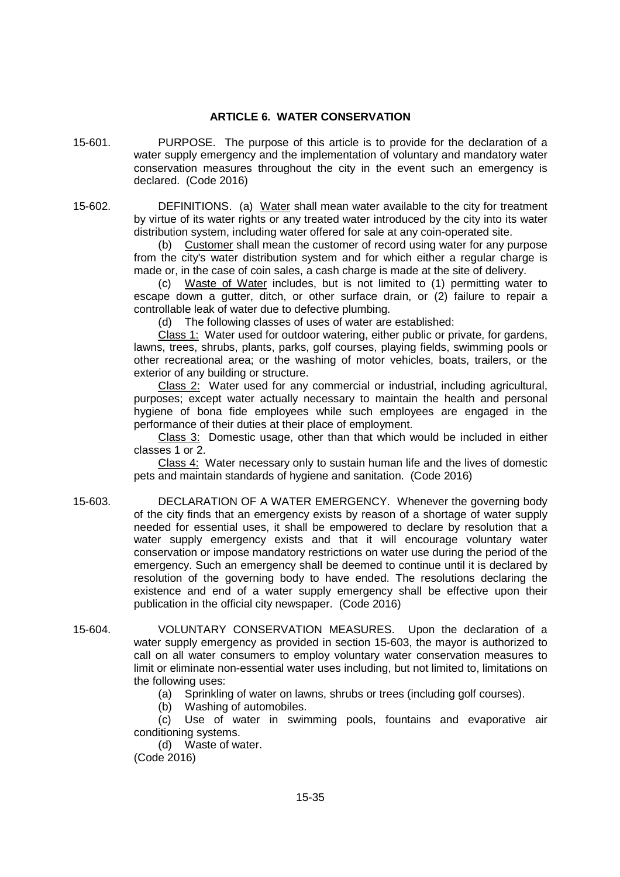## ARTICLE 6. WATER CONSERVATION

15-601. PURPOSE. The purpose of this article is to provide for the declaration of a water supply emergency and the implementation of voluntary and mandatory water conservation measures throughout the city in the event such an emergency is declared. (Code 2016)

15-602. DEFINITIONS. (a) Water shall mean water available to the city for treatment by virtue of its water rights or any treated water introduced by the city into its water distribution system, including water offered for sale at any coin-operated site.

(b) Customer shall mean the customer of record using water for any purpose from the city's water distribution system and for which either a regular charge is made or, in the case of coin sales, a cash charge is made at the site of delivery.

(c) Waste of Water includes, but is not limited to (1) permitting water to escape down a gutter, ditch, or other surface drain, or (2) failure to repair a controllable leak of water due to defective plumbing.

(d) The following classes of uses of water are established:

Class 1: Water used for outdoor watering, either public or private, for gardens, lawns, trees, shrubs, plants, parks, golf courses, playing fields, swimming pools or other recreational area; or the washing of motor vehicles, boats, trailers, or the exterior of any building or structure.

Class 2: Water used for any commercial or industrial, including agricultural, purposes; except water actually necessary to maintain the health and personal hygiene of bona fide employees while such employees are engaged in the performance of their duties at their place of employment.

Class 3: Domestic usage, other than that which would be included in either classes 1 or 2.

Class 4: Water necessary only to sustain human life and the lives of domestic pets and maintain standards of hygiene and sanitation. (Code 2016)

15-603. DECLARATION OF A WATER EMERGENCY. Whenever the governing body of the city finds that an emergency exists by reason of a shortage of water supply needed for essential uses, it shall be empowered to declare by resolution that a water supply emergency exists and that it will encourage voluntary water conservation or impose mandatory restrictions on water use during the period of the emergency. Such an emergency shall be deemed to continue until it is declared by resolution of the governing body to have ended. The resolutions declaring the existence and end of a water supply emergency shall be effective upon their publication in the official city newspaper. (Code 2016)

15-604. VOLUNTARY CONSERVATION MEASURES. Upon the declaration of a water supply emergency as provided in section 15-603, the mayor is authorized to call on all water consumers to employ voluntary water conservation measures to limit or eliminate non-essential water uses including, but not limited to, limitations on the following uses:

(a) Sprinkling of water on lawns, shrubs or trees (including golf courses).

(b) Washing of automobiles.

(c) Use of water in swimming pools, fountains and evaporative air conditioning systems.

(d) Waste of water.

(Code 2016)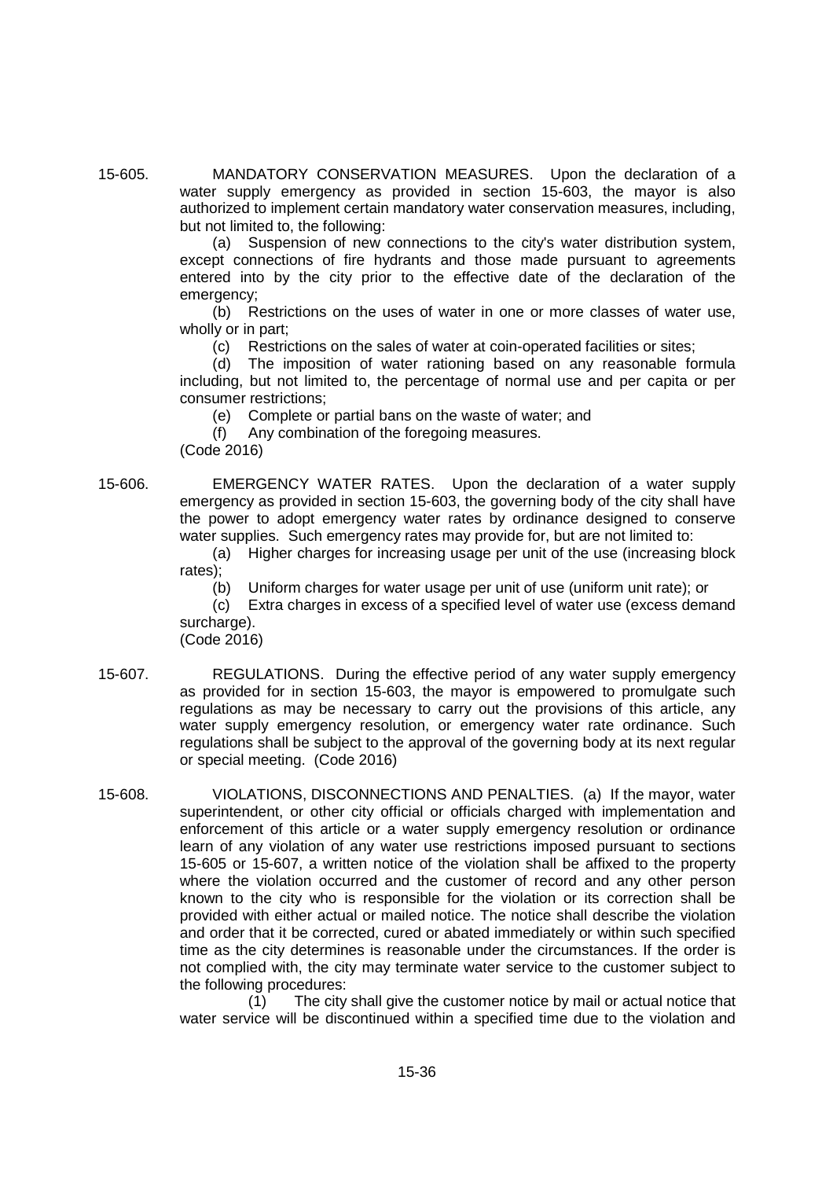15-605. MANDATORY CONSERVATION MEASURES. Upon the declaration of a water supply emergency as provided in section 15-603, the mayor is also authorized to implement certain mandatory water conservation measures, including, but not limited to, the following:

(a) Suspension of new connections to the city's water distribution system, except connections of fire hydrants and those made pursuant to agreements entered into by the city prior to the effective date of the declaration of the emergency;

(b) Restrictions on the uses of water in one or more classes of water use, wholly or in part;

(c) Restrictions on the sales of water at coin-operated facilities or sites;

(d) The imposition of water rationing based on any reasonable formula including, but not limited to, the percentage of normal use and per capita or per consumer restrictions;

(e) Complete or partial bans on the waste of water; and

(f) Any combination of the foregoing measures.

(Code 2016)

15-606. EMERGENCY WATER RATES. Upon the declaration of a water supply emergency as provided in section 15-603, the governing body of the city shall have the power to adopt emergency water rates by ordinance designed to conserve water supplies. Such emergency rates may provide for, but are not limited to:

(a) Higher charges for increasing usage per unit of the use (increasing block rates);

(b) Uniform charges for water usage per unit of use (uniform unit rate); or

(c) Extra charges in excess of a specified level of water use (excess demand surcharge).

(Code 2016)

15-607. REGULATIONS. During the effective period of any water supply emergency as provided for in section 15-603, the mayor is empowered to promulgate such regulations as may be necessary to carry out the provisions of this article, any water supply emergency resolution, or emergency water rate ordinance. Such regulations shall be subject to the approval of the governing body at its next regular or special meeting. (Code 2016)

15-608. VIOLATIONS, DISCONNECTIONS AND PENALTIES. (a) If the mayor, water superintendent, or other city official or officials charged with implementation and enforcement of this article or a water supply emergency resolution or ordinance learn of any violation of any water use restrictions imposed pursuant to sections 15-605 or 15-607, a written notice of the violation shall be affixed to the property where the violation occurred and the customer of record and any other person known to the city who is responsible for the violation or its correction shall be provided with either actual or mailed notice. The notice shall describe the violation and order that it be corrected, cured or abated immediately or within such specified time as the city determines is reasonable under the circumstances. If the order is not complied with, the city may terminate water service to the customer subject to the following procedures:

(1) The city shall give the customer notice by mail or actual notice that water service will be discontinued within a specified time due to the violation and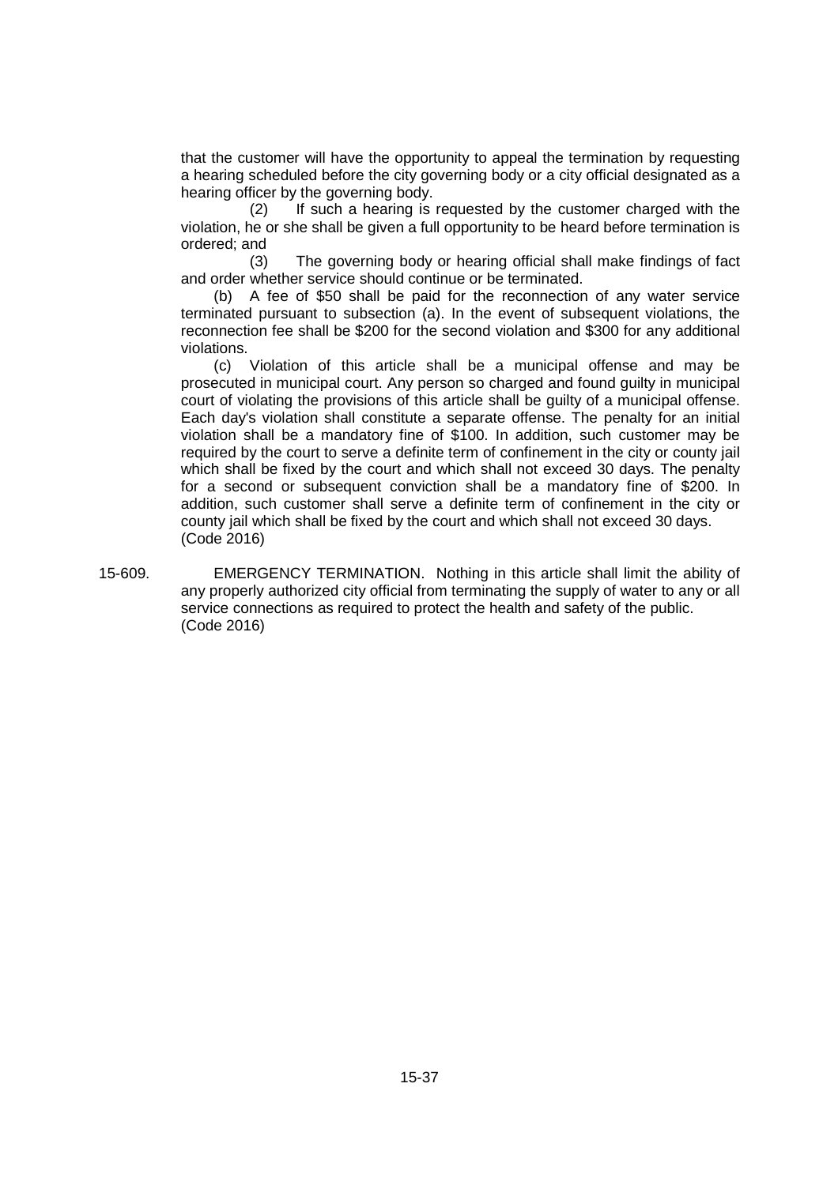that the customer will have the opportunity to appeal the termination by requesting a hearing scheduled before the city governing body or a city official designated as a hearing officer by the governing body.

(2) If such a hearing is requested by the customer charged with the violation, he or she shall be given a full opportunity to be heard before termination is ordered; and

(3) The governing body or hearing official shall make findings of fact and order whether service should continue or be terminated.

(b) A fee of $50 shall be paid for the reconnection of any water service terminated pursuant to subsection (a). In the event of subsequent violations, the reconnection fee shall be $200 for the second violation and $300 for any additional violations.

(c) Violation of this article shall be a municipal offense and may be prosecuted in municipal court. Any person so charged and found guilty in municipal court of violating the provisions of this article shall be guilty of a municipal offense. Each day's violation shall constitute a separate offense. The penalty for an initial violation shall be a mandatory fine of $100. In addition, such customer may be required by the court to serve a definite term of confinement in the city or county jail which shall be fixed by the court and which shall not exceed 30 days. The penalty for a second or subsequent conviction shall be a mandatory fine of $200. In addition, such customer shall serve a definite term of confinement in the city or county jail which shall be fixed by the court and which shall not exceed 30 days.
(Code 2016)

15-609. EMERGENCY TERMINATION. Nothing in this article shall limit the ability of any properly authorized city official from terminating the supply of water to any or all service connections as required to protect the health and safety of the public.
(Code 2016)